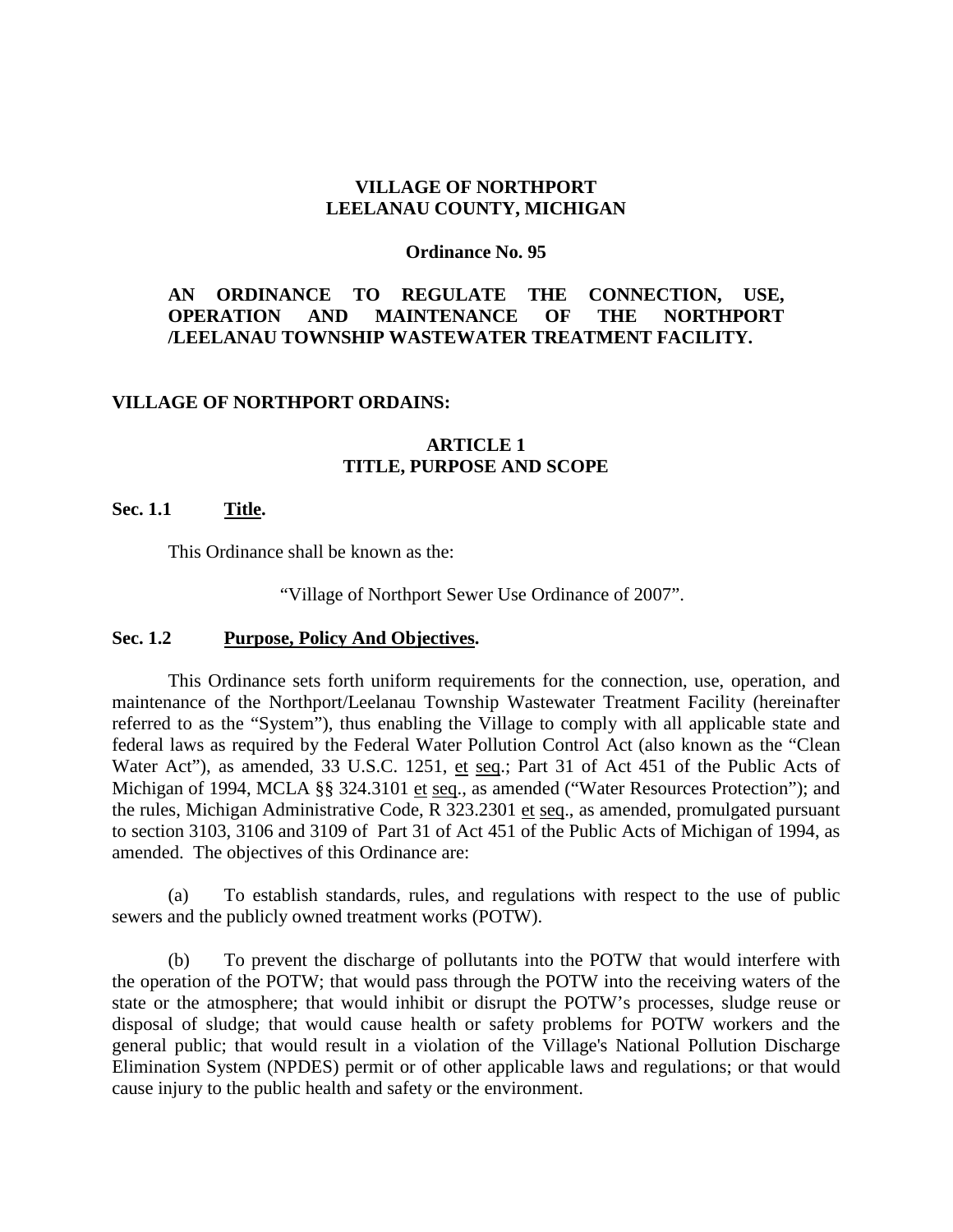# VILLAGE OF NORTHPORT
# LEELANAU COUNTY, MICHIGAN

**Ordinance No. 95**

## AN ORDINANCE TO REGULATE THE CONNECTION, USE, OPERATION AND MAINTENANCE OF THE NORTHPORT /LEELANAU TOWNSHIP WASTEWATER TREATMENT FACILITY.

**VILLAGE OF NORTHPORT ORDAINS:**

## ARTICLE 1
## TITLE, PURPOSE AND SCOPE

### Sec. 1.1 Title.

This Ordinance shall be known as the:

"Village of Northport Sewer Use Ordinance of 2007".

### Sec. 1.2 Purpose, Policy And Objectives.

This Ordinance sets forth uniform requirements for the connection, use, operation, and maintenance of the Northport/Leelanau Township Wastewater Treatment Facility (hereinafter referred to as the "System"), thus enabling the Village to comply with all applicable state and federal laws as required by the Federal Water Pollution Control Act (also known as the "Clean Water Act"), as amended, 33 U.S.C. 1251, et seq.; Part 31 of Act 451 of the Public Acts of Michigan of 1994, MCLA §§ 324.3101 et seq., as amended ("Water Resources Protection"); and the rules, Michigan Administrative Code, R 323.2301 et seq., as amended, promulgated pursuant to section 3103, 3106 and 3109 of Part 31 of Act 451 of the Public Acts of Michigan of 1994, as amended. The objectives of this Ordinance are:

(a) To establish standards, rules, and regulations with respect to the use of public sewers and the publicly owned treatment works (POTW).

(b) To prevent the discharge of pollutants into the POTW that would interfere with the operation of the POTW; that would pass through the POTW into the receiving waters of the state or the atmosphere; that would inhibit or disrupt the POTW's processes, sludge reuse or disposal of sludge; that would cause health or safety problems for POTW workers and the general public; that would result in a violation of the Village's National Pollution Discharge Elimination System (NPDES) permit or of other applicable laws and regulations; or that would cause injury to the public health and safety or the environment.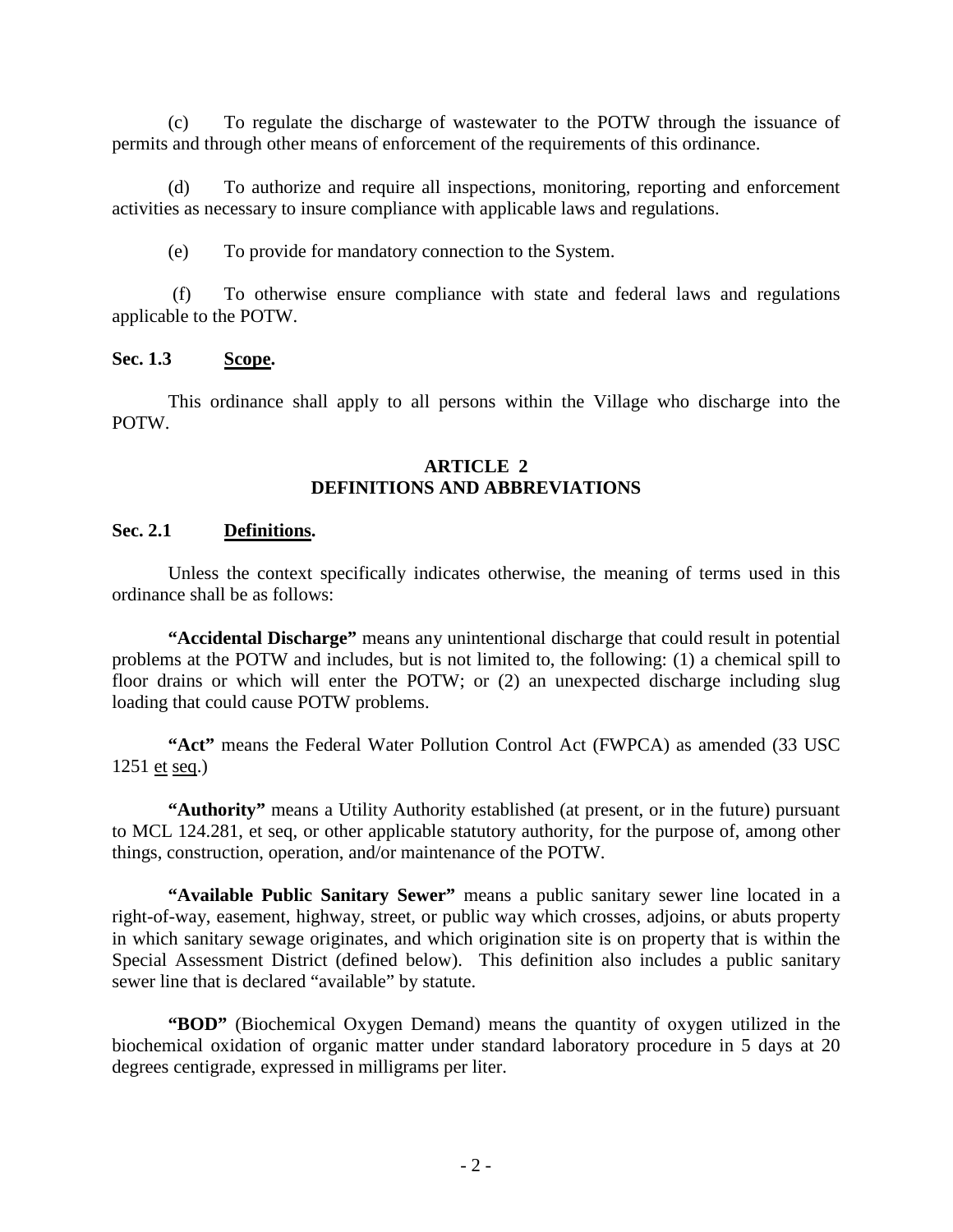(c) To regulate the discharge of wastewater to the POTW through the issuance of permits and through other means of enforcement of the requirements of this ordinance.

(d) To authorize and require all inspections, monitoring, reporting and enforcement activities as necessary to insure compliance with applicable laws and regulations.

(e) To provide for mandatory connection to the System.

(f) To otherwise ensure compliance with state and federal laws and regulations applicable to the POTW.

**Sec. 1.3 Scope.**

This ordinance shall apply to all persons within the Village who discharge into the POTW.

## ARTICLE 2
## DEFINITIONS AND ABBREVIATIONS

**Sec. 2.1 Definitions.**

Unless the context specifically indicates otherwise, the meaning of terms used in this ordinance shall be as follows:

**"Accidental Discharge"** means any unintentional discharge that could result in potential problems at the POTW and includes, but is not limited to, the following: (1) a chemical spill to floor drains or which will enter the POTW; or (2) an unexpected discharge including slug loading that could cause POTW problems.

**"Act"** means the Federal Water Pollution Control Act (FWPCA) as amended (33 USC 1251 et seq.)

**"Authority"** means a Utility Authority established (at present, or in the future) pursuant to MCL 124.281, et seq, or other applicable statutory authority, for the purpose of, among other things, construction, operation, and/or maintenance of the POTW.

**"Available Public Sanitary Sewer"** means a public sanitary sewer line located in a right-of-way, easement, highway, street, or public way which crosses, adjoins, or abuts property in which sanitary sewage originates, and which origination site is on property that is within the Special Assessment District (defined below). This definition also includes a public sanitary sewer line that is declared "available" by statute.

**"BOD"** (Biochemical Oxygen Demand) means the quantity of oxygen utilized in the biochemical oxidation of organic matter under standard laboratory procedure in 5 days at 20 degrees centigrade, expressed in milligrams per liter.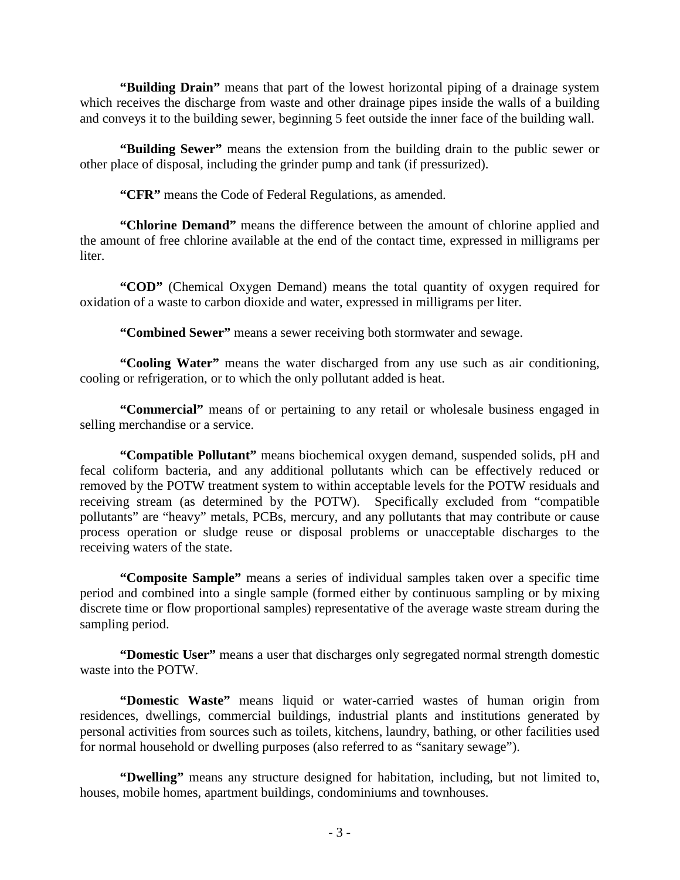**"Building Drain"** means that part of the lowest horizontal piping of a drainage system which receives the discharge from waste and other drainage pipes inside the walls of a building and conveys it to the building sewer, beginning 5 feet outside the inner face of the building wall.

**"Building Sewer"** means the extension from the building drain to the public sewer or other place of disposal, including the grinder pump and tank (if pressurized).

**"CFR"** means the Code of Federal Regulations, as amended.

**"Chlorine Demand"** means the difference between the amount of chlorine applied and the amount of free chlorine available at the end of the contact time, expressed in milligrams per liter.

**"COD"** (Chemical Oxygen Demand) means the total quantity of oxygen required for oxidation of a waste to carbon dioxide and water, expressed in milligrams per liter.

**"Combined Sewer"** means a sewer receiving both stormwater and sewage.

**"Cooling Water"** means the water discharged from any use such as air conditioning, cooling or refrigeration, or to which the only pollutant added is heat.

**"Commercial"** means of or pertaining to any retail or wholesale business engaged in selling merchandise or a service.

**"Compatible Pollutant"** means biochemical oxygen demand, suspended solids, pH and fecal coliform bacteria, and any additional pollutants which can be effectively reduced or removed by the POTW treatment system to within acceptable levels for the POTW residuals and receiving stream (as determined by the POTW). Specifically excluded from "compatible pollutants" are "heavy" metals, PCBs, mercury, and any pollutants that may contribute or cause process operation or sludge reuse or disposal problems or unacceptable discharges to the receiving waters of the state.

**"Composite Sample"** means a series of individual samples taken over a specific time period and combined into a single sample (formed either by continuous sampling or by mixing discrete time or flow proportional samples) representative of the average waste stream during the sampling period.

**"Domestic User"** means a user that discharges only segregated normal strength domestic waste into the POTW.

**"Domestic Waste"** means liquid or water-carried wastes of human origin from residences, dwellings, commercial buildings, industrial plants and institutions generated by personal activities from sources such as toilets, kitchens, laundry, bathing, or other facilities used for normal household or dwelling purposes (also referred to as "sanitary sewage").

**"Dwelling"** means any structure designed for habitation, including, but not limited to, houses, mobile homes, apartment buildings, condominiums and townhouses.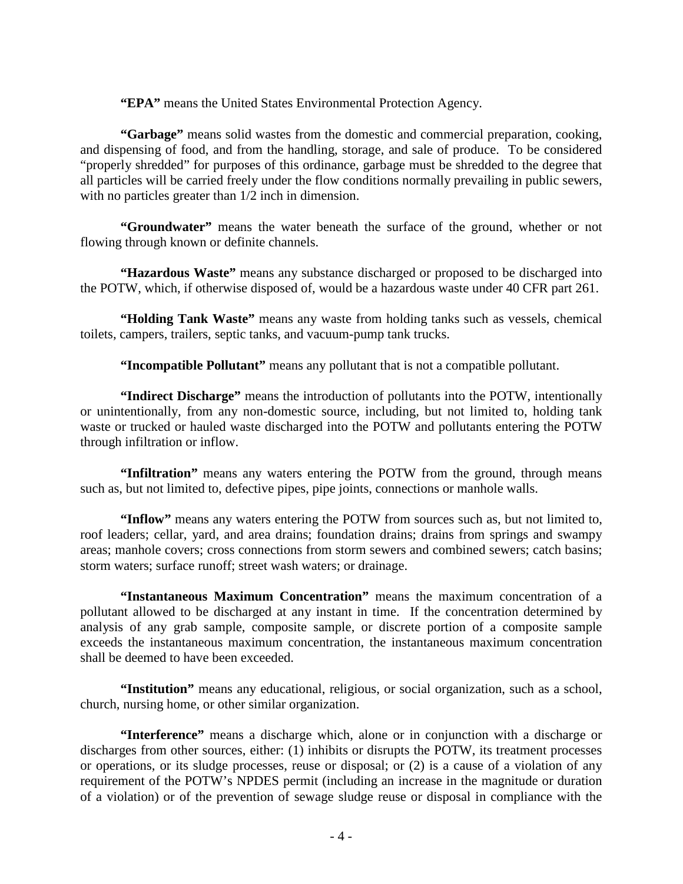**"EPA"** means the United States Environmental Protection Agency.

**"Garbage"** means solid wastes from the domestic and commercial preparation, cooking, and dispensing of food, and from the handling, storage, and sale of produce. To be considered "properly shredded" for purposes of this ordinance, garbage must be shredded to the degree that all particles will be carried freely under the flow conditions normally prevailing in public sewers, with no particles greater than 1/2 inch in dimension.

**"Groundwater"** means the water beneath the surface of the ground, whether or not flowing through known or definite channels.

**"Hazardous Waste"** means any substance discharged or proposed to be discharged into the POTW, which, if otherwise disposed of, would be a hazardous waste under 40 CFR part 261.

**"Holding Tank Waste"** means any waste from holding tanks such as vessels, chemical toilets, campers, trailers, septic tanks, and vacuum-pump tank trucks.

**"Incompatible Pollutant"** means any pollutant that is not a compatible pollutant.

**"Indirect Discharge"** means the introduction of pollutants into the POTW, intentionally or unintentionally, from any non-domestic source, including, but not limited to, holding tank waste or trucked or hauled waste discharged into the POTW and pollutants entering the POTW through infiltration or inflow.

**"Infiltration"** means any waters entering the POTW from the ground, through means such as, but not limited to, defective pipes, pipe joints, connections or manhole walls.

**"Inflow"** means any waters entering the POTW from sources such as, but not limited to, roof leaders; cellar, yard, and area drains; foundation drains; drains from springs and swampy areas; manhole covers; cross connections from storm sewers and combined sewers; catch basins; storm waters; surface runoff; street wash waters; or drainage.

**"Instantaneous Maximum Concentration"** means the maximum concentration of a pollutant allowed to be discharged at any instant in time. If the concentration determined by analysis of any grab sample, composite sample, or discrete portion of a composite sample exceeds the instantaneous maximum concentration, the instantaneous maximum concentration shall be deemed to have been exceeded.

**"Institution"** means any educational, religious, or social organization, such as a school, church, nursing home, or other similar organization.

**"Interference"** means a discharge which, alone or in conjunction with a discharge or discharges from other sources, either: (1) inhibits or disrupts the POTW, its treatment processes or operations, or its sludge processes, reuse or disposal; or (2) is a cause of a violation of any requirement of the POTW's NPDES permit (including an increase in the magnitude or duration of a violation) or of the prevention of sewage sludge reuse or disposal in compliance with the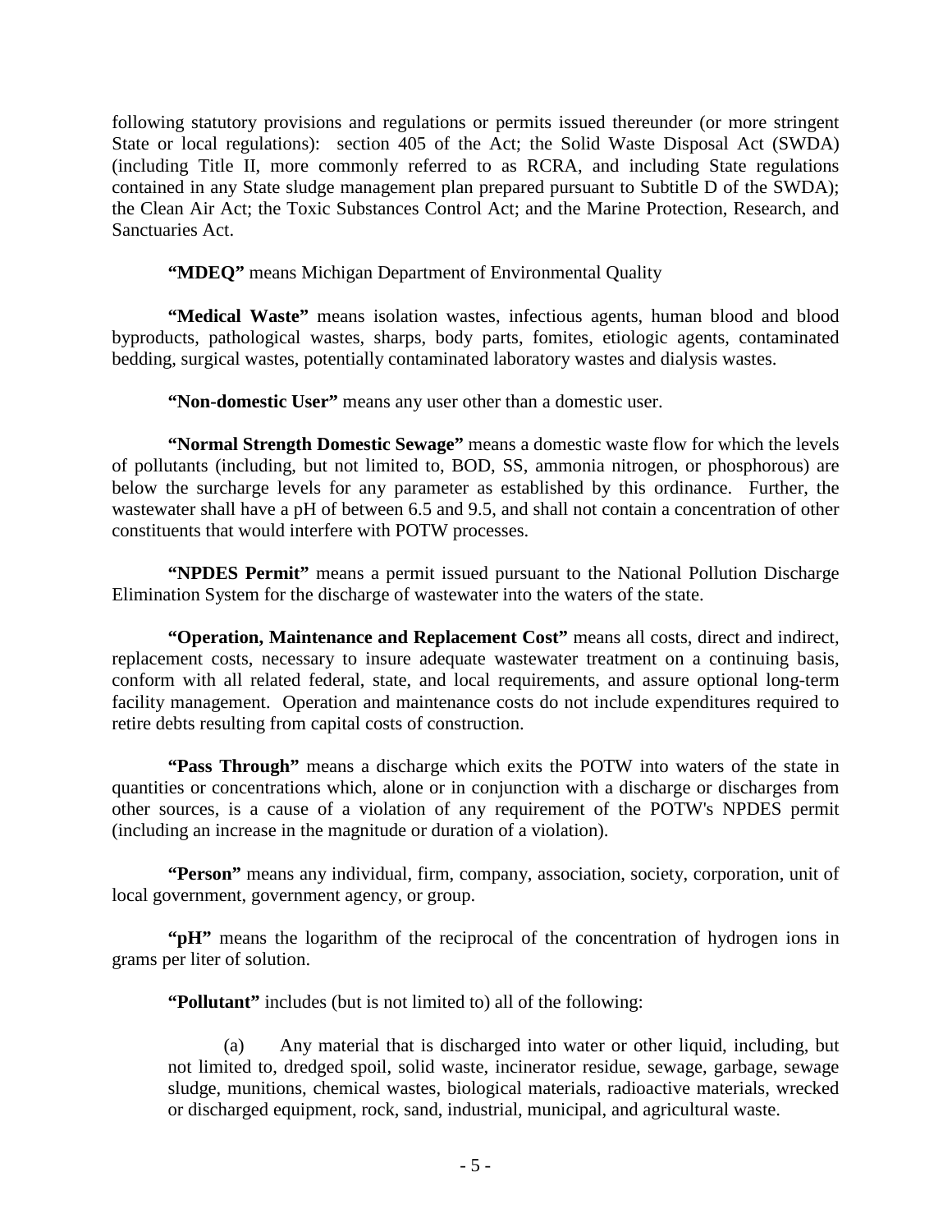following statutory provisions and regulations or permits issued thereunder (or more stringent State or local regulations): section 405 of the Act; the Solid Waste Disposal Act (SWDA) (including Title II, more commonly referred to as RCRA, and including State regulations contained in any State sludge management plan prepared pursuant to Subtitle D of the SWDA); the Clean Air Act; the Toxic Substances Control Act; and the Marine Protection, Research, and Sanctuaries Act.

**"MDEQ"** means Michigan Department of Environmental Quality

**"Medical Waste"** means isolation wastes, infectious agents, human blood and blood byproducts, pathological wastes, sharps, body parts, fomites, etiologic agents, contaminated bedding, surgical wastes, potentially contaminated laboratory wastes and dialysis wastes.

**"Non-domestic User"** means any user other than a domestic user.

**"Normal Strength Domestic Sewage"** means a domestic waste flow for which the levels of pollutants (including, but not limited to, BOD, SS, ammonia nitrogen, or phosphorous) are below the surcharge levels for any parameter as established by this ordinance. Further, the wastewater shall have a pH of between 6.5 and 9.5, and shall not contain a concentration of other constituents that would interfere with POTW processes.

**"NPDES Permit"** means a permit issued pursuant to the National Pollution Discharge Elimination System for the discharge of wastewater into the waters of the state.

**"Operation, Maintenance and Replacement Cost"** means all costs, direct and indirect, replacement costs, necessary to insure adequate wastewater treatment on a continuing basis, conform with all related federal, state, and local requirements, and assure optional long-term facility management. Operation and maintenance costs do not include expenditures required to retire debts resulting from capital costs of construction.

**"Pass Through"** means a discharge which exits the POTW into waters of the state in quantities or concentrations which, alone or in conjunction with a discharge or discharges from other sources, is a cause of a violation of any requirement of the POTW's NPDES permit (including an increase in the magnitude or duration of a violation).

**"Person"** means any individual, firm, company, association, society, corporation, unit of local government, government agency, or group.

**"pH"** means the logarithm of the reciprocal of the concentration of hydrogen ions in grams per liter of solution.

**"Pollutant"** includes (but is not limited to) all of the following:

(a) Any material that is discharged into water or other liquid, including, but not limited to, dredged spoil, solid waste, incinerator residue, sewage, garbage, sewage sludge, munitions, chemical wastes, biological materials, radioactive materials, wrecked or discharged equipment, rock, sand, industrial, municipal, and agricultural waste.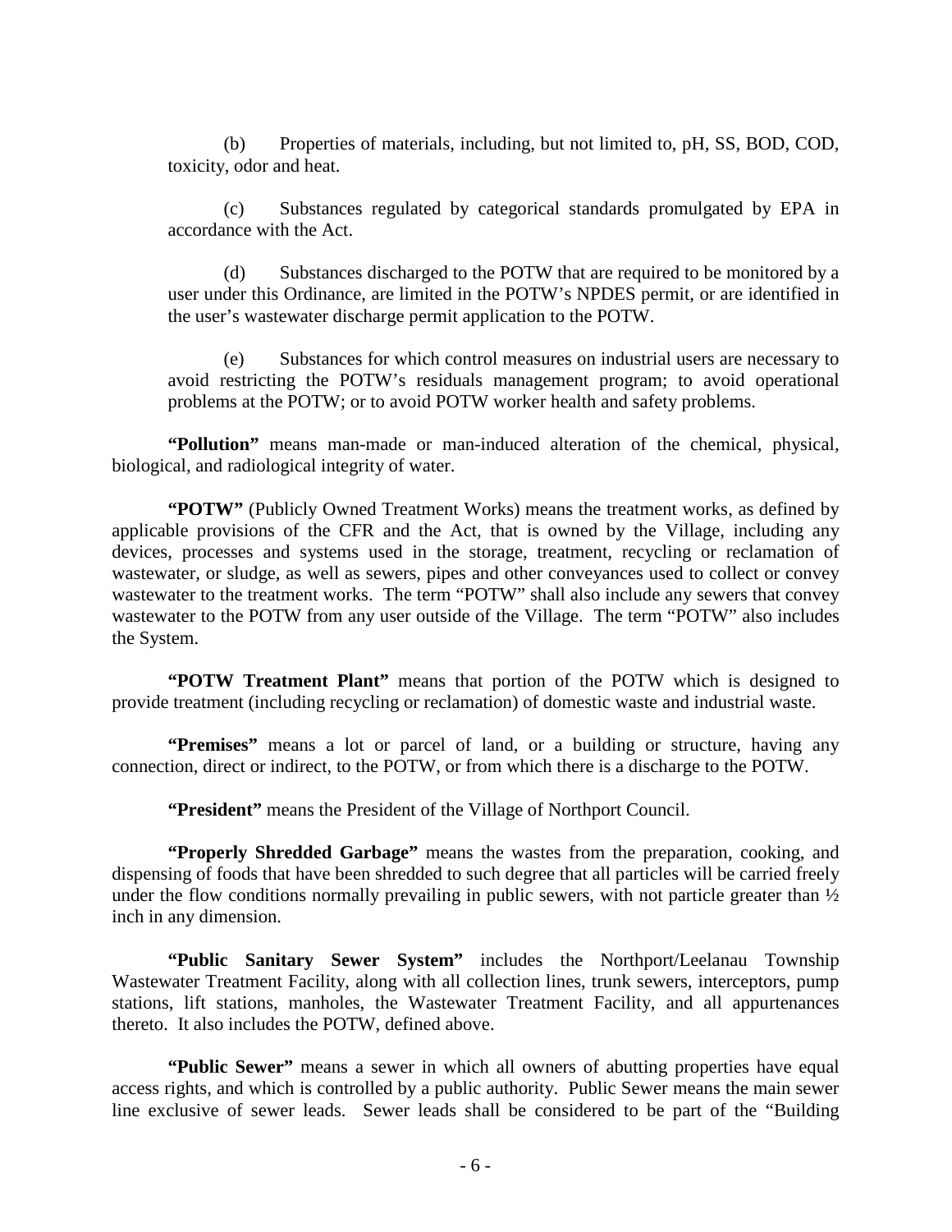(b) Properties of materials, including, but not limited to, pH, SS, BOD, COD, toxicity, odor and heat.

(c) Substances regulated by categorical standards promulgated by EPA in accordance with the Act.

(d) Substances discharged to the POTW that are required to be monitored by a user under this Ordinance, are limited in the POTW's NPDES permit, or are identified in the user's wastewater discharge permit application to the POTW.

(e) Substances for which control measures on industrial users are necessary to avoid restricting the POTW's residuals management program; to avoid operational problems at the POTW; or to avoid POTW worker health and safety problems.

**"Pollution"** means man-made or man-induced alteration of the chemical, physical, biological, and radiological integrity of water.

**"POTW"** (Publicly Owned Treatment Works) means the treatment works, as defined by applicable provisions of the CFR and the Act, that is owned by the Village, including any devices, processes and systems used in the storage, treatment, recycling or reclamation of wastewater, or sludge, as well as sewers, pipes and other conveyances used to collect or convey wastewater to the treatment works. The term "POTW" shall also include any sewers that convey wastewater to the POTW from any user outside of the Village. The term "POTW" also includes the System.

**"POTW Treatment Plant"** means that portion of the POTW which is designed to provide treatment (including recycling or reclamation) of domestic waste and industrial waste.

**"Premises"** means a lot or parcel of land, or a building or structure, having any connection, direct or indirect, to the POTW, or from which there is a discharge to the POTW.

**"President"** means the President of the Village of Northport Council.

**"Properly Shredded Garbage"** means the wastes from the preparation, cooking, and dispensing of foods that have been shredded to such degree that all particles will be carried freely under the flow conditions normally prevailing in public sewers, with not particle greater than ½ inch in any dimension.

**"Public Sanitary Sewer System"** includes the Northport/Leelanau Township Wastewater Treatment Facility, along with all collection lines, trunk sewers, interceptors, pump stations, lift stations, manholes, the Wastewater Treatment Facility, and all appurtenances thereto. It also includes the POTW, defined above.

**"Public Sewer"** means a sewer in which all owners of abutting properties have equal access rights, and which is controlled by a public authority. Public Sewer means the main sewer line exclusive of sewer leads. Sewer leads shall be considered to be part of the "Building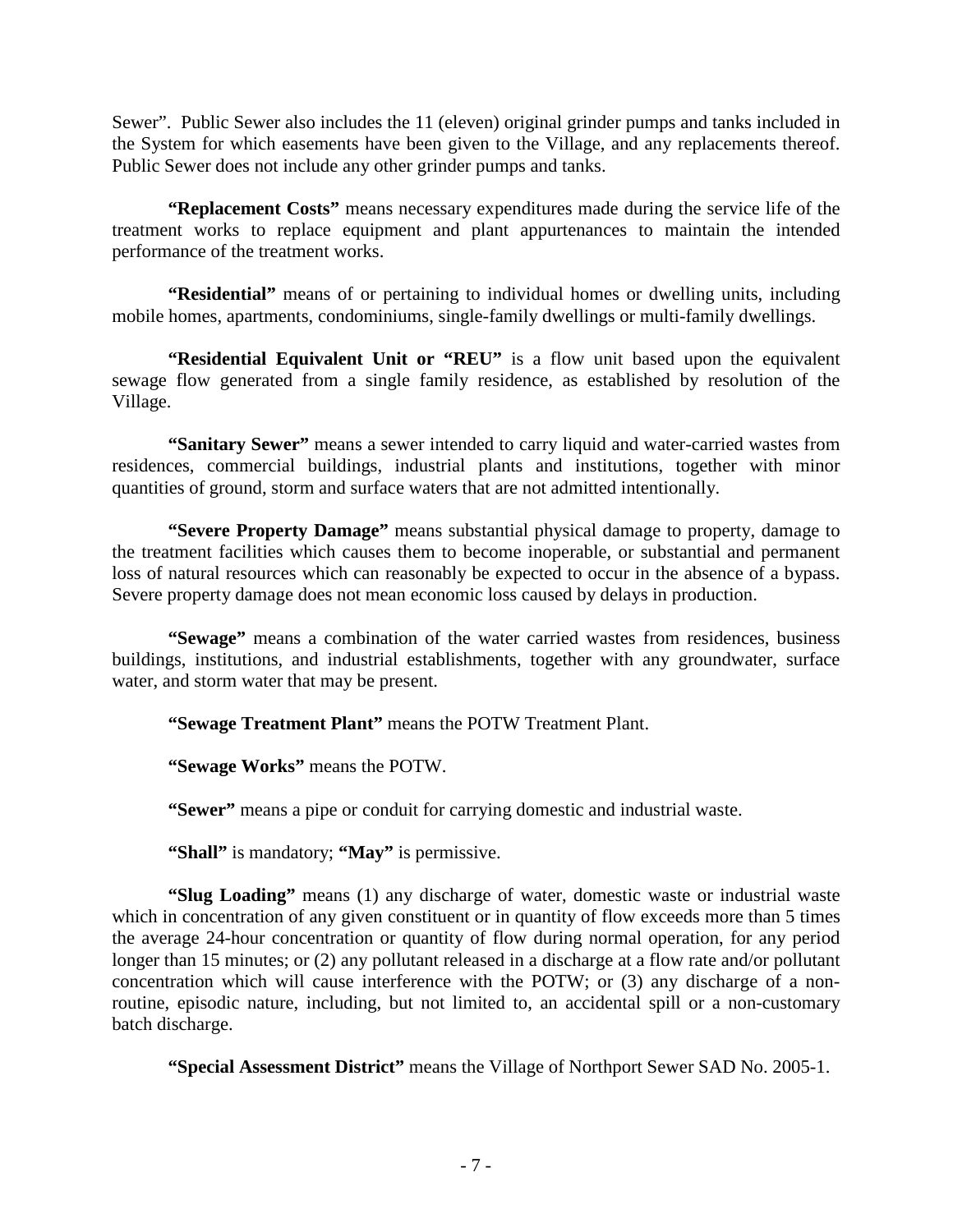Sewer". Public Sewer also includes the 11 (eleven) original grinder pumps and tanks included in the System for which easements have been given to the Village, and any replacements thereof. Public Sewer does not include any other grinder pumps and tanks.

**"Replacement Costs"** means necessary expenditures made during the service life of the treatment works to replace equipment and plant appurtenances to maintain the intended performance of the treatment works.

**"Residential"** means of or pertaining to individual homes or dwelling units, including mobile homes, apartments, condominiums, single-family dwellings or multi-family dwellings.

**"Residential Equivalent Unit or "REU"** is a flow unit based upon the equivalent sewage flow generated from a single family residence, as established by resolution of the Village.

**"Sanitary Sewer"** means a sewer intended to carry liquid and water-carried wastes from residences, commercial buildings, industrial plants and institutions, together with minor quantities of ground, storm and surface waters that are not admitted intentionally.

**"Severe Property Damage"** means substantial physical damage to property, damage to the treatment facilities which causes them to become inoperable, or substantial and permanent loss of natural resources which can reasonably be expected to occur in the absence of a bypass. Severe property damage does not mean economic loss caused by delays in production.

**"Sewage"** means a combination of the water carried wastes from residences, business buildings, institutions, and industrial establishments, together with any groundwater, surface water, and storm water that may be present.

**"Sewage Treatment Plant"** means the POTW Treatment Plant.

**"Sewage Works"** means the POTW.

**"Sewer"** means a pipe or conduit for carrying domestic and industrial waste.

**"Shall"** is mandatory; **"May"** is permissive.

**"Slug Loading"** means (1) any discharge of water, domestic waste or industrial waste which in concentration of any given constituent or in quantity of flow exceeds more than 5 times the average 24-hour concentration or quantity of flow during normal operation, for any period longer than 15 minutes; or (2) any pollutant released in a discharge at a flow rate and/or pollutant concentration which will cause interference with the POTW; or (3) any discharge of a non-routine, episodic nature, including, but not limited to, an accidental spill or a non-customary batch discharge.

**"Special Assessment District"** means the Village of Northport Sewer SAD No. 2005-1.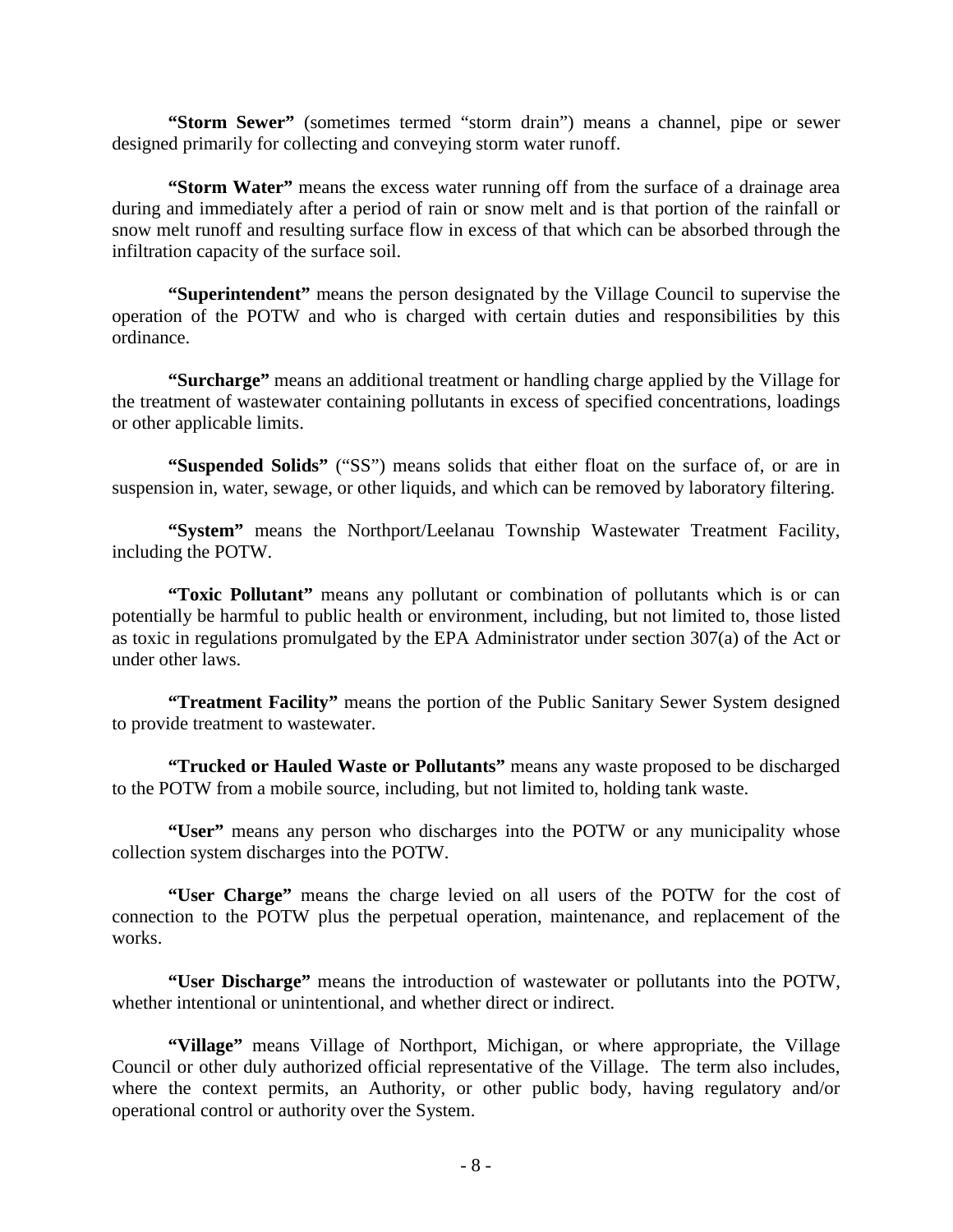**"Storm Sewer"** (sometimes termed "storm drain") means a channel, pipe or sewer designed primarily for collecting and conveying storm water runoff.

**"Storm Water"** means the excess water running off from the surface of a drainage area during and immediately after a period of rain or snow melt and is that portion of the rainfall or snow melt runoff and resulting surface flow in excess of that which can be absorbed through the infiltration capacity of the surface soil.

**"Superintendent"** means the person designated by the Village Council to supervise the operation of the POTW and who is charged with certain duties and responsibilities by this ordinance.

**"Surcharge"** means an additional treatment or handling charge applied by the Village for the treatment of wastewater containing pollutants in excess of specified concentrations, loadings or other applicable limits.

**"Suspended Solids"** ("SS") means solids that either float on the surface of, or are in suspension in, water, sewage, or other liquids, and which can be removed by laboratory filtering.

**"System"** means the Northport/Leelanau Township Wastewater Treatment Facility, including the POTW.

**"Toxic Pollutant"** means any pollutant or combination of pollutants which is or can potentially be harmful to public health or environment, including, but not limited to, those listed as toxic in regulations promulgated by the EPA Administrator under section 307(a) of the Act or under other laws.

**"Treatment Facility"** means the portion of the Public Sanitary Sewer System designed to provide treatment to wastewater.

**"Trucked or Hauled Waste or Pollutants"** means any waste proposed to be discharged to the POTW from a mobile source, including, but not limited to, holding tank waste.

**"User"** means any person who discharges into the POTW or any municipality whose collection system discharges into the POTW.

**"User Charge"** means the charge levied on all users of the POTW for the cost of connection to the POTW plus the perpetual operation, maintenance, and replacement of the works.

**"User Discharge"** means the introduction of wastewater or pollutants into the POTW, whether intentional or unintentional, and whether direct or indirect.

**"Village"** means Village of Northport, Michigan, or where appropriate, the Village Council or other duly authorized official representative of the Village. The term also includes, where the context permits, an Authority, or other public body, having regulatory and/or operational control or authority over the System.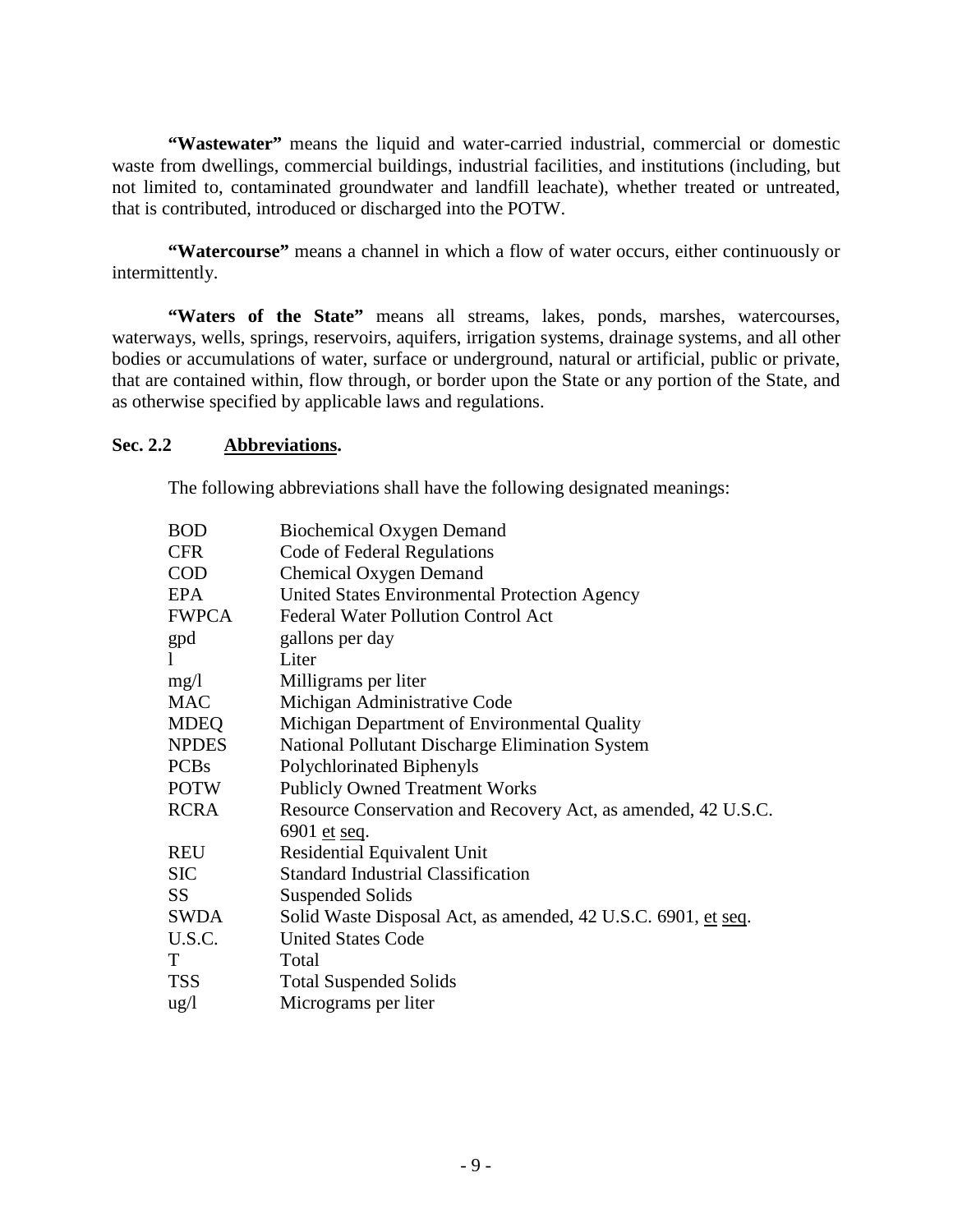**"Wastewater"** means the liquid and water-carried industrial, commercial or domestic waste from dwellings, commercial buildings, industrial facilities, and institutions (including, but not limited to, contaminated groundwater and landfill leachate), whether treated or untreated, that is contributed, introduced or discharged into the POTW.

**"Watercourse"** means a channel in which a flow of water occurs, either continuously or intermittently.

**"Waters of the State"** means all streams, lakes, ponds, marshes, watercourses, waterways, wells, springs, reservoirs, aquifers, irrigation systems, drainage systems, and all other bodies or accumulations of water, surface or underground, natural or artificial, public or private, that are contained within, flow through, or border upon the State or any portion of the State, and as otherwise specified by applicable laws and regulations.

### Sec. 2.2 Abbreviations.

The following abbreviations shall have the following designated meanings:

| | |
|---|---|
| BOD | Biochemical Oxygen Demand |
| CFR | Code of Federal Regulations |
| COD | Chemical Oxygen Demand |
| EPA | United States Environmental Protection Agency |
| FWPCA | Federal Water Pollution Control Act |
| gpd | gallons per day |
| l | Liter |
| mg/l | Milligrams per liter |
| MAC | Michigan Administrative Code |
| MDEQ | Michigan Department of Environmental Quality |
| NPDES | National Pollutant Discharge Elimination System |
| PCBs | Polychlorinated Biphenyls |
| POTW | Publicly Owned Treatment Works |
| RCRA | Resource Conservation and Recovery Act, as amended, 42 U.S.C. 6901 et seq. |
| REU | Residential Equivalent Unit |
| SIC | Standard Industrial Classification |
| SS | Suspended Solids |
| SWDA | Solid Waste Disposal Act, as amended, 42 U.S.C. 6901, et seq. |
| U.S.C. | United States Code |
| T | Total |
| TSS | Total Suspended Solids |
| ug/l | Micrograms per liter |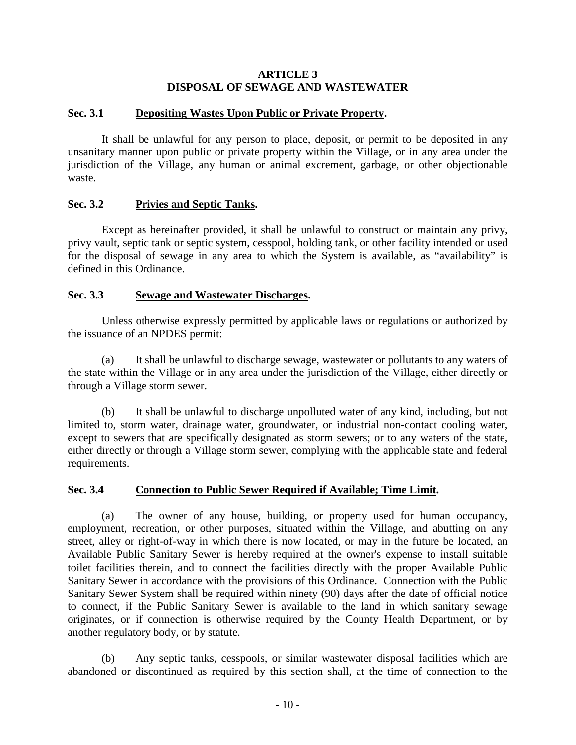# ARTICLE 3
# DISPOSAL OF SEWAGE AND WASTEWATER

**Sec. 3.1 Depositing Wastes Upon Public or Private Property.**

It shall be unlawful for any person to place, deposit, or permit to be deposited in any unsanitary manner upon public or private property within the Village, or in any area under the jurisdiction of the Village, any human or animal excrement, garbage, or other objectionable waste.

**Sec. 3.2 Privies and Septic Tanks.**

Except as hereinafter provided, it shall be unlawful to construct or maintain any privy, privy vault, septic tank or septic system, cesspool, holding tank, or other facility intended or used for the disposal of sewage in any area to which the System is available, as "availability" is defined in this Ordinance.

**Sec. 3.3 Sewage and Wastewater Discharges.**

Unless otherwise expressly permitted by applicable laws or regulations or authorized by the issuance of an NPDES permit:

(a) It shall be unlawful to discharge sewage, wastewater or pollutants to any waters of the state within the Village or in any area under the jurisdiction of the Village, either directly or through a Village storm sewer.

(b) It shall be unlawful to discharge unpolluted water of any kind, including, but not limited to, storm water, drainage water, groundwater, or industrial non-contact cooling water, except to sewers that are specifically designated as storm sewers; or to any waters of the state, either directly or through a Village storm sewer, complying with the applicable state and federal requirements.

**Sec. 3.4 Connection to Public Sewer Required if Available; Time Limit.**

(a) The owner of any house, building, or property used for human occupancy, employment, recreation, or other purposes, situated within the Village, and abutting on any street, alley or right-of-way in which there is now located, or may in the future be located, an Available Public Sanitary Sewer is hereby required at the owner's expense to install suitable toilet facilities therein, and to connect the facilities directly with the proper Available Public Sanitary Sewer in accordance with the provisions of this Ordinance. Connection with the Public Sanitary Sewer System shall be required within ninety (90) days after the date of official notice to connect, if the Public Sanitary Sewer is available to the land in which sanitary sewage originates, or if connection is otherwise required by the County Health Department, or by another regulatory body, or by statute.

(b) Any septic tanks, cesspools, or similar wastewater disposal facilities which are abandoned or discontinued as required by this section shall, at the time of connection to the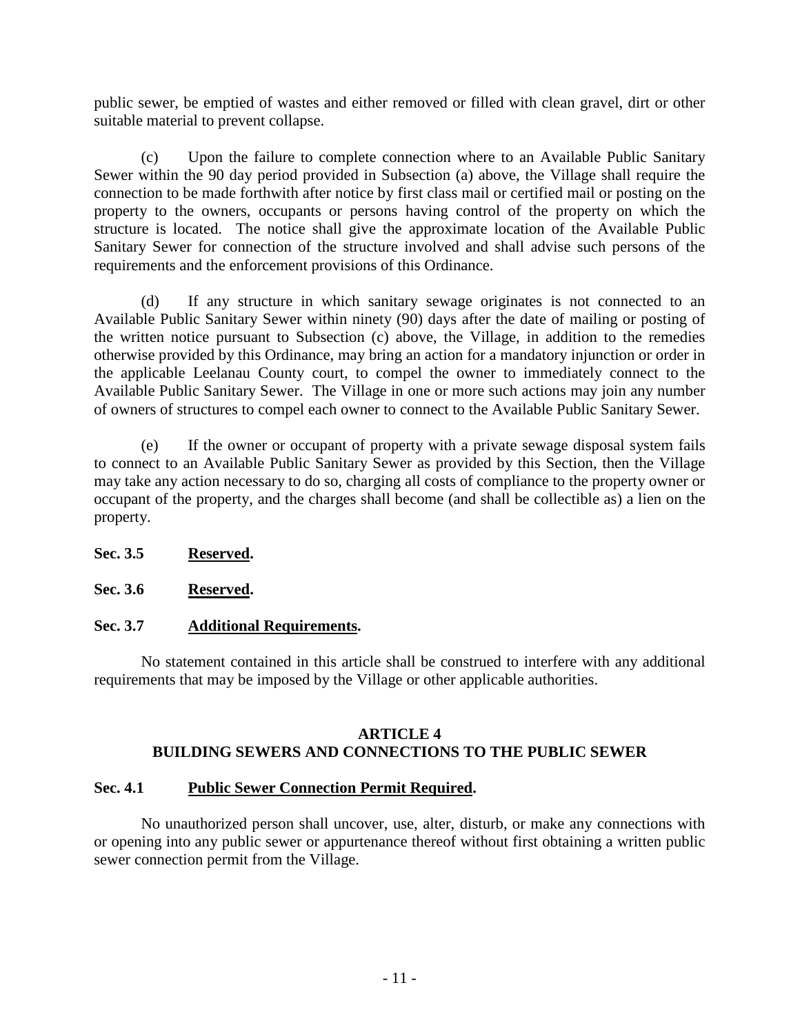public sewer, be emptied of wastes and either removed or filled with clean gravel, dirt or other suitable material to prevent collapse.

(c) Upon the failure to complete connection where to an Available Public Sanitary Sewer within the 90 day period provided in Subsection (a) above, the Village shall require the connection to be made forthwith after notice by first class mail or certified mail or posting on the property to the owners, occupants or persons having control of the property on which the structure is located. The notice shall give the approximate location of the Available Public Sanitary Sewer for connection of the structure involved and shall advise such persons of the requirements and the enforcement provisions of this Ordinance.

(d) If any structure in which sanitary sewage originates is not connected to an Available Public Sanitary Sewer within ninety (90) days after the date of mailing or posting of the written notice pursuant to Subsection (c) above, the Village, in addition to the remedies otherwise provided by this Ordinance, may bring an action for a mandatory injunction or order in the applicable Leelanau County court, to compel the owner to immediately connect to the Available Public Sanitary Sewer. The Village in one or more such actions may join any number of owners of structures to compel each owner to connect to the Available Public Sanitary Sewer.

(e) If the owner or occupant of property with a private sewage disposal system fails to connect to an Available Public Sanitary Sewer as provided by this Section, then the Village may take any action necessary to do so, charging all costs of compliance to the property owner or occupant of the property, and the charges shall become (and shall be collectible as) a lien on the property.

**Sec. 3.5 Reserved.**

**Sec. 3.6 Reserved.**

**Sec. 3.7 Additional Requirements.**

No statement contained in this article shall be construed to interfere with any additional requirements that may be imposed by the Village or other applicable authorities.

## ARTICLE 4
## BUILDING SEWERS AND CONNECTIONS TO THE PUBLIC SEWER

**Sec. 4.1 Public Sewer Connection Permit Required.**

No unauthorized person shall uncover, use, alter, disturb, or make any connections with or opening into any public sewer or appurtenance thereof without first obtaining a written public sewer connection permit from the Village.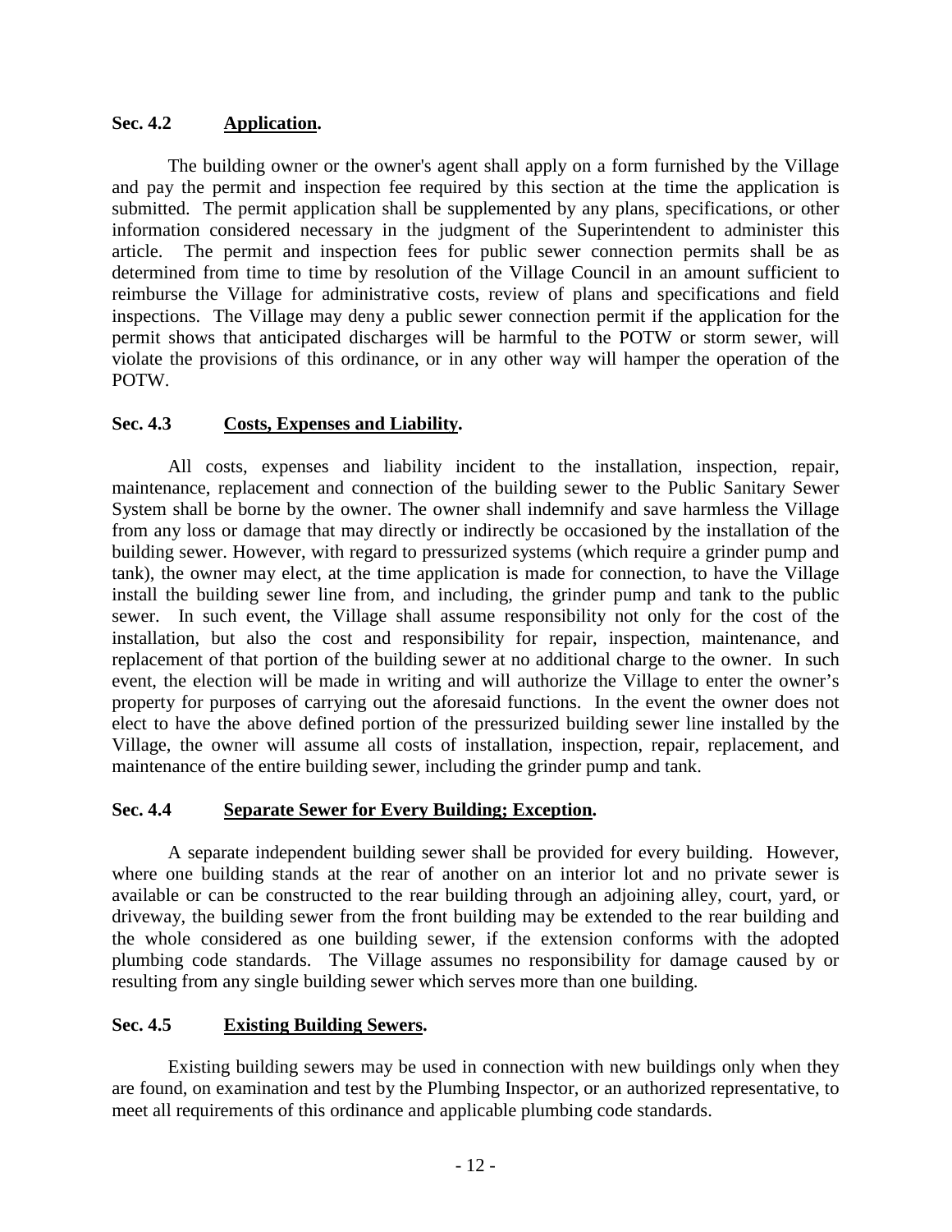### Sec. 4.2 **Application.**

The building owner or the owner's agent shall apply on a form furnished by the Village and pay the permit and inspection fee required by this section at the time the application is submitted. The permit application shall be supplemented by any plans, specifications, or other information considered necessary in the judgment of the Superintendent to administer this article. The permit and inspection fees for public sewer connection permits shall be as determined from time to time by resolution of the Village Council in an amount sufficient to reimburse the Village for administrative costs, review of plans and specifications and field inspections. The Village may deny a public sewer connection permit if the application for the permit shows that anticipated discharges will be harmful to the POTW or storm sewer, will violate the provisions of this ordinance, or in any other way will hamper the operation of the POTW.

### Sec. 4.3 **Costs, Expenses and Liability.**

All costs, expenses and liability incident to the installation, inspection, repair, maintenance, replacement and connection of the building sewer to the Public Sanitary Sewer System shall be borne by the owner. The owner shall indemnify and save harmless the Village from any loss or damage that may directly or indirectly be occasioned by the installation of the building sewer. However, with regard to pressurized systems (which require a grinder pump and tank), the owner may elect, at the time application is made for connection, to have the Village install the building sewer line from, and including, the grinder pump and tank to the public sewer. In such event, the Village shall assume responsibility not only for the cost of the installation, but also the cost and responsibility for repair, inspection, maintenance, and replacement of that portion of the building sewer at no additional charge to the owner. In such event, the election will be made in writing and will authorize the Village to enter the owner's property for purposes of carrying out the aforesaid functions. In the event the owner does not elect to have the above defined portion of the pressurized building sewer line installed by the Village, the owner will assume all costs of installation, inspection, repair, replacement, and maintenance of the entire building sewer, including the grinder pump and tank.

### Sec. 4.4 **Separate Sewer for Every Building; Exception.**

A separate independent building sewer shall be provided for every building. However, where one building stands at the rear of another on an interior lot and no private sewer is available or can be constructed to the rear building through an adjoining alley, court, yard, or driveway, the building sewer from the front building may be extended to the rear building and the whole considered as one building sewer, if the extension conforms with the adopted plumbing code standards. The Village assumes no responsibility for damage caused by or resulting from any single building sewer which serves more than one building.

### Sec. 4.5 **Existing Building Sewers.**

Existing building sewers may be used in connection with new buildings only when they are found, on examination and test by the Plumbing Inspector, or an authorized representative, to meet all requirements of this ordinance and applicable plumbing code standards.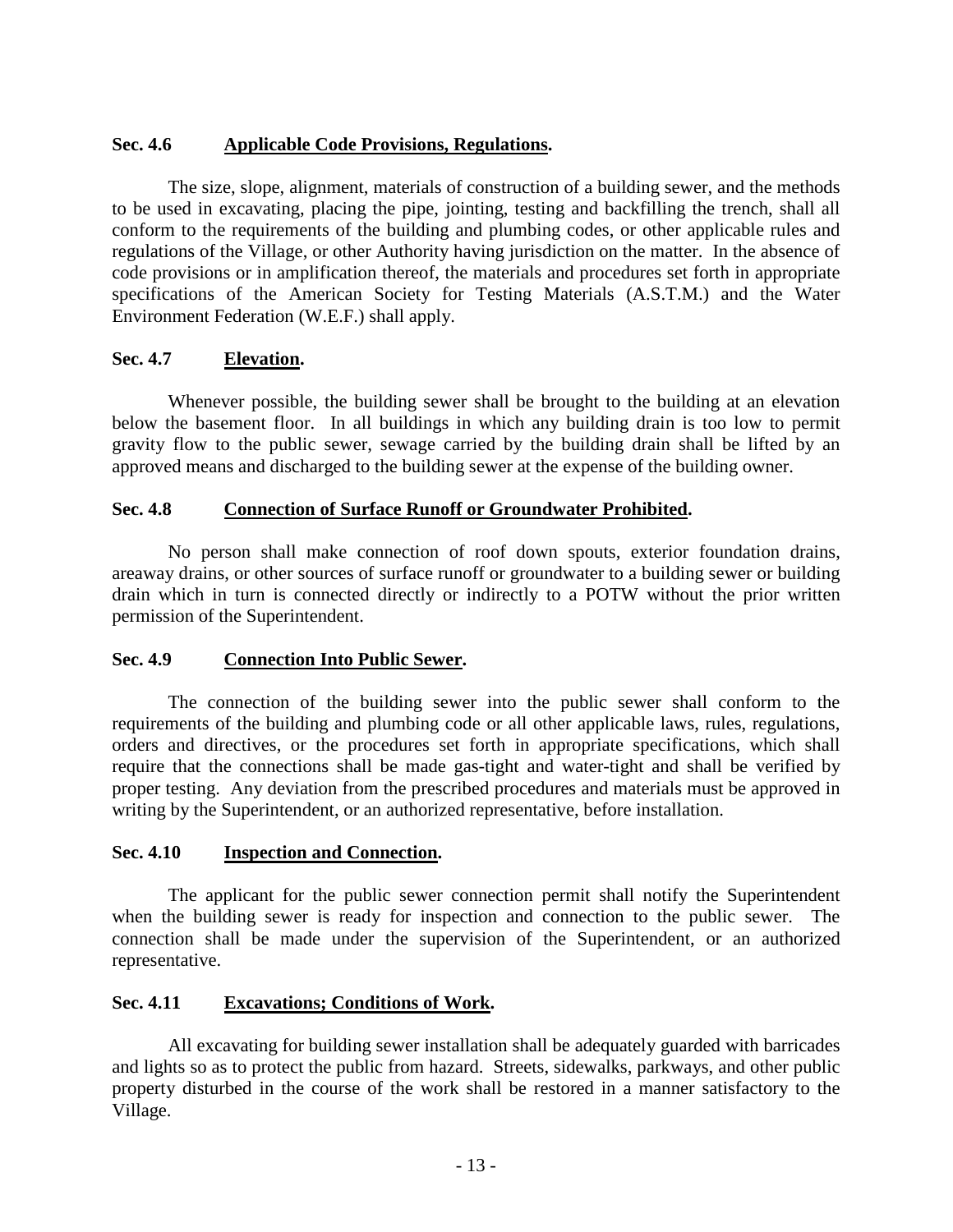**Sec. 4.6 <u>Applicable Code Provisions, Regulations</u>.**

The size, slope, alignment, materials of construction of a building sewer, and the methods to be used in excavating, placing the pipe, jointing, testing and backfilling the trench, shall all conform to the requirements of the building and plumbing codes, or other applicable rules and regulations of the Village, or other Authority having jurisdiction on the matter. In the absence of code provisions or in amplification thereof, the materials and procedures set forth in appropriate specifications of the American Society for Testing Materials (A.S.T.M.) and the Water Environment Federation (W.E.F.) shall apply.

**Sec. 4.7 <u>Elevation</u>.**

Whenever possible, the building sewer shall be brought to the building at an elevation below the basement floor. In all buildings in which any building drain is too low to permit gravity flow to the public sewer, sewage carried by the building drain shall be lifted by an approved means and discharged to the building sewer at the expense of the building owner.

**Sec. 4.8 <u>Connection of Surface Runoff or Groundwater Prohibited</u>.**

No person shall make connection of roof down spouts, exterior foundation drains, areaway drains, or other sources of surface runoff or groundwater to a building sewer or building drain which in turn is connected directly or indirectly to a POTW without the prior written permission of the Superintendent.

**Sec. 4.9 <u>Connection Into Public Sewer</u>.**

The connection of the building sewer into the public sewer shall conform to the requirements of the building and plumbing code or all other applicable laws, rules, regulations, orders and directives, or the procedures set forth in appropriate specifications, which shall require that the connections shall be made gas-tight and water-tight and shall be verified by proper testing. Any deviation from the prescribed procedures and materials must be approved in writing by the Superintendent, or an authorized representative, before installation.

**Sec. 4.10 <u>Inspection and Connection</u>.**

The applicant for the public sewer connection permit shall notify the Superintendent when the building sewer is ready for inspection and connection to the public sewer. The connection shall be made under the supervision of the Superintendent, or an authorized representative.

**Sec. 4.11 <u>Excavations; Conditions of Work</u>.**

All excavating for building sewer installation shall be adequately guarded with barricades and lights so as to protect the public from hazard. Streets, sidewalks, parkways, and other public property disturbed in the course of the work shall be restored in a manner satisfactory to the Village.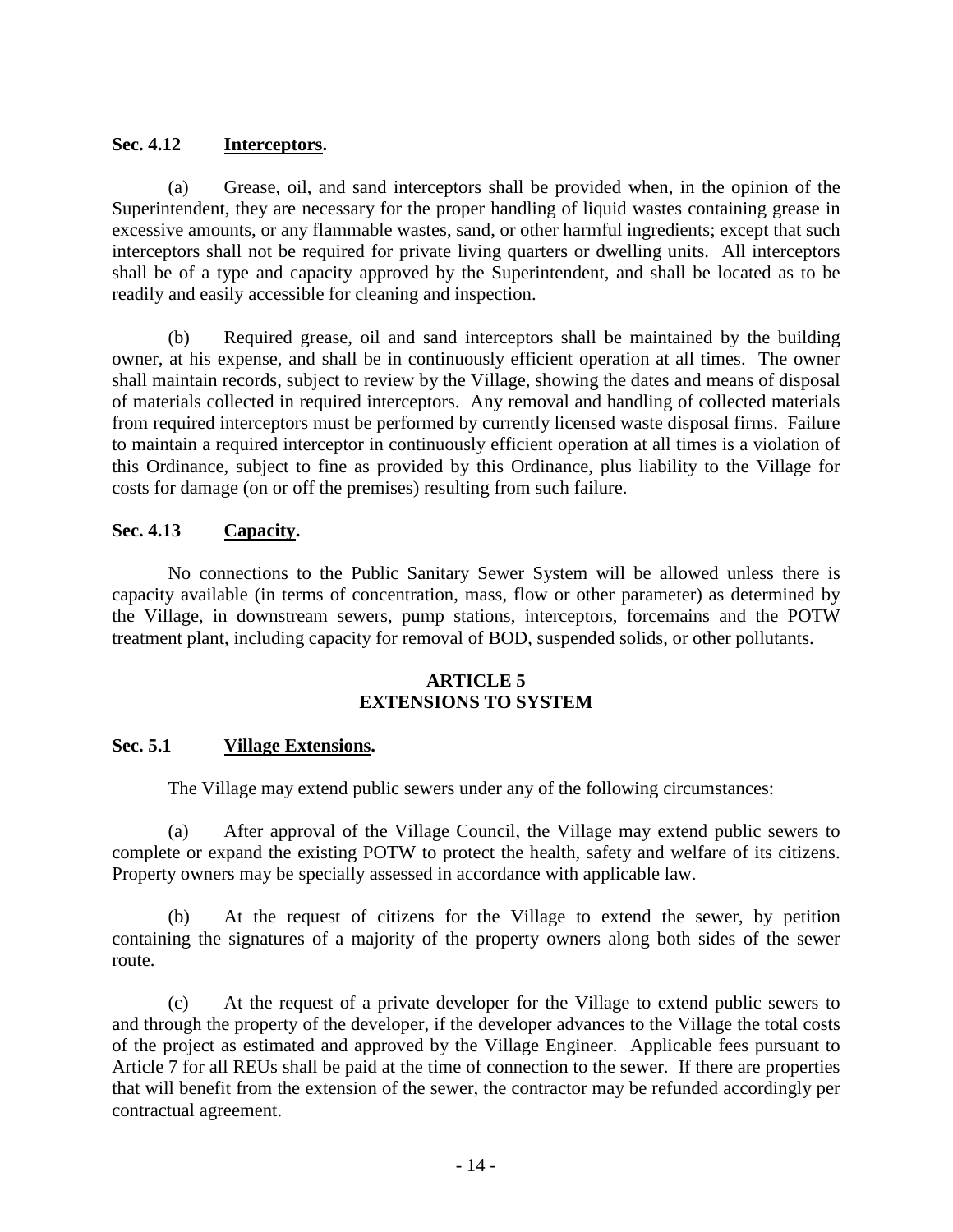### Sec. 4.12 **Interceptors.**

(a) Grease, oil, and sand interceptors shall be provided when, in the opinion of the Superintendent, they are necessary for the proper handling of liquid wastes containing grease in excessive amounts, or any flammable wastes, sand, or other harmful ingredients; except that such interceptors shall not be required for private living quarters or dwelling units. All interceptors shall be of a type and capacity approved by the Superintendent, and shall be located as to be readily and easily accessible for cleaning and inspection.

(b) Required grease, oil and sand interceptors shall be maintained by the building owner, at his expense, and shall be in continuously efficient operation at all times. The owner shall maintain records, subject to review by the Village, showing the dates and means of disposal of materials collected in required interceptors. Any removal and handling of collected materials from required interceptors must be performed by currently licensed waste disposal firms. Failure to maintain a required interceptor in continuously efficient operation at all times is a violation of this Ordinance, subject to fine as provided by this Ordinance, plus liability to the Village for costs for damage (on or off the premises) resulting from such failure.

### Sec. 4.13 **Capacity.**

No connections to the Public Sanitary Sewer System will be allowed unless there is capacity available (in terms of concentration, mass, flow or other parameter) as determined by the Village, in downstream sewers, pump stations, interceptors, forcemains and the POTW treatment plant, including capacity for removal of BOD, suspended solids, or other pollutants.

## ARTICLE 5
## EXTENSIONS TO SYSTEM

### Sec. 5.1 **Village Extensions.**

The Village may extend public sewers under any of the following circumstances:

(a) After approval of the Village Council, the Village may extend public sewers to complete or expand the existing POTW to protect the health, safety and welfare of its citizens. Property owners may be specially assessed in accordance with applicable law.

(b) At the request of citizens for the Village to extend the sewer, by petition containing the signatures of a majority of the property owners along both sides of the sewer route.

(c) At the request of a private developer for the Village to extend public sewers to and through the property of the developer, if the developer advances to the Village the total costs of the project as estimated and approved by the Village Engineer. Applicable fees pursuant to Article 7 for all REUs shall be paid at the time of connection to the sewer. If there are properties that will benefit from the extension of the sewer, the contractor may be refunded accordingly per contractual agreement.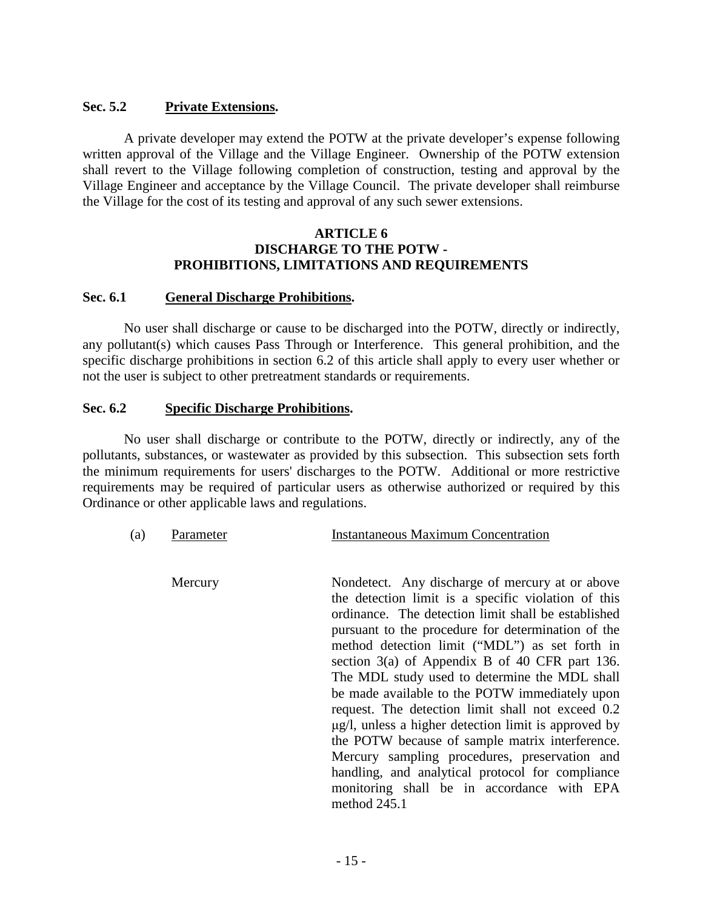**Sec. 5.2 Private Extensions.**

A private developer may extend the POTW at the private developer's expense following written approval of the Village and the Village Engineer. Ownership of the POTW extension shall revert to the Village following completion of construction, testing and approval by the Village Engineer and acceptance by the Village Council. The private developer shall reimburse the Village for the cost of its testing and approval of any such sewer extensions.

## ARTICLE 6
## DISCHARGE TO THE POTW - PROHIBITIONS, LIMITATIONS AND REQUIREMENTS

**Sec. 6.1 General Discharge Prohibitions.**

No user shall discharge or cause to be discharged into the POTW, directly or indirectly, any pollutant(s) which causes Pass Through or Interference. This general prohibition, and the specific discharge prohibitions in section 6.2 of this article shall apply to every user whether or not the user is subject to other pretreatment standards or requirements.

**Sec. 6.2 Specific Discharge Prohibitions.**

No user shall discharge or contribute to the POTW, directly or indirectly, any of the pollutants, substances, or wastewater as provided by this subsection. This subsection sets forth the minimum requirements for users' discharges to the POTW. Additional or more restrictive requirements may be required of particular users as otherwise authorized or required by this Ordinance or other applicable laws and regulations.

(a)

| Parameter | Instantaneous Maximum Concentration |
|---|---|
| Mercury | Nondetect. Any discharge of mercury at or above the detection limit is a specific violation of this ordinance. The detection limit shall be established pursuant to the procedure for determination of the method detection limit ("MDL") as set forth in section 3(a) of Appendix B of 40 CFR part 136. The MDL study used to determine the MDL shall be made available to the POTW immediately upon request. The detection limit shall not exceed 0.2 μg/l, unless a higher detection limit is approved by the POTW because of sample matrix interference. Mercury sampling procedures, preservation and handling, and analytical protocol for compliance monitoring shall be in accordance with EPA method 245.1 |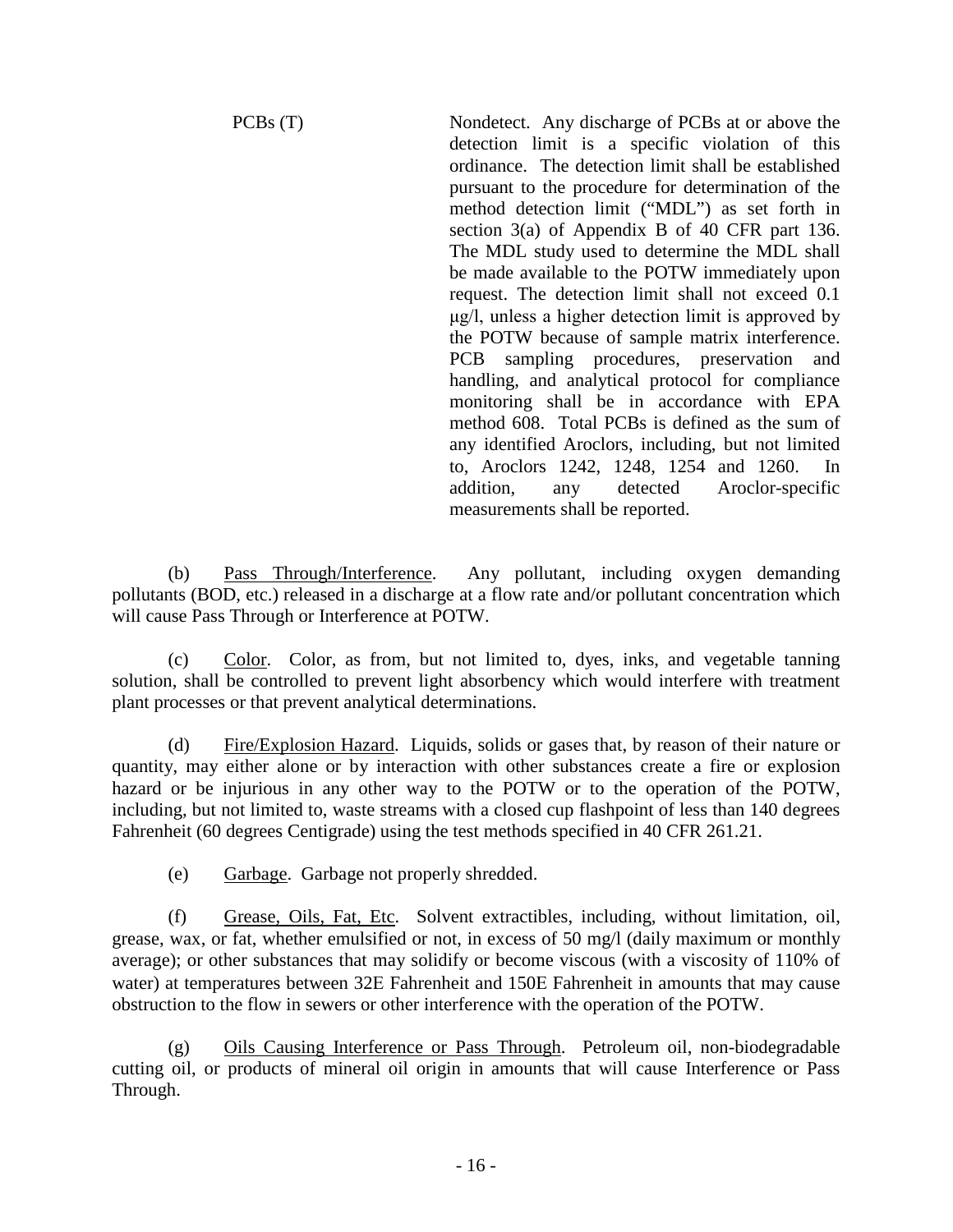| | |
|---|---|
| PCBs (T) | Nondetect. Any discharge of PCBs at or above the detection limit is a specific violation of this ordinance. The detection limit shall be established pursuant to the procedure for determination of the method detection limit ("MDL") as set forth in section 3(a) of Appendix B of 40 CFR part 136. The MDL study used to determine the MDL shall be made available to the POTW immediately upon request. The detection limit shall not exceed 0.1 μg/l, unless a higher detection limit is approved by the POTW because of sample matrix interference. PCB sampling procedures, preservation and handling, and analytical protocol for compliance monitoring shall be in accordance with EPA method 608. Total PCBs is defined as the sum of any identified Aroclors, including, but not limited to, Aroclors 1242, 1248, 1254 and 1260. In addition, any detected Aroclor-specific measurements shall be reported. |

(b) Pass Through/Interference. Any pollutant, including oxygen demanding pollutants (BOD, etc.) released in a discharge at a flow rate and/or pollutant concentration which will cause Pass Through or Interference at POTW.

(c) Color. Color, as from, but not limited to, dyes, inks, and vegetable tanning solution, shall be controlled to prevent light absorbency which would interfere with treatment plant processes or that prevent analytical determinations.

(d) Fire/Explosion Hazard. Liquids, solids or gases that, by reason of their nature or quantity, may either alone or by interaction with other substances create a fire or explosion hazard or be injurious in any other way to the POTW or to the operation of the POTW, including, but not limited to, waste streams with a closed cup flashpoint of less than 140 degrees Fahrenheit (60 degrees Centigrade) using the test methods specified in 40 CFR 261.21.

(e) Garbage. Garbage not properly shredded.

(f) Grease, Oils, Fat, Etc. Solvent extractibles, including, without limitation, oil, grease, wax, or fat, whether emulsified or not, in excess of 50 mg/l (daily maximum or monthly average); or other substances that may solidify or become viscous (with a viscosity of 110% of water) at temperatures between 32E Fahrenheit and 150E Fahrenheit in amounts that may cause obstruction to the flow in sewers or other interference with the operation of the POTW.

(g) Oils Causing Interference or Pass Through. Petroleum oil, non-biodegradable cutting oil, or products of mineral oil origin in amounts that will cause Interference or Pass Through.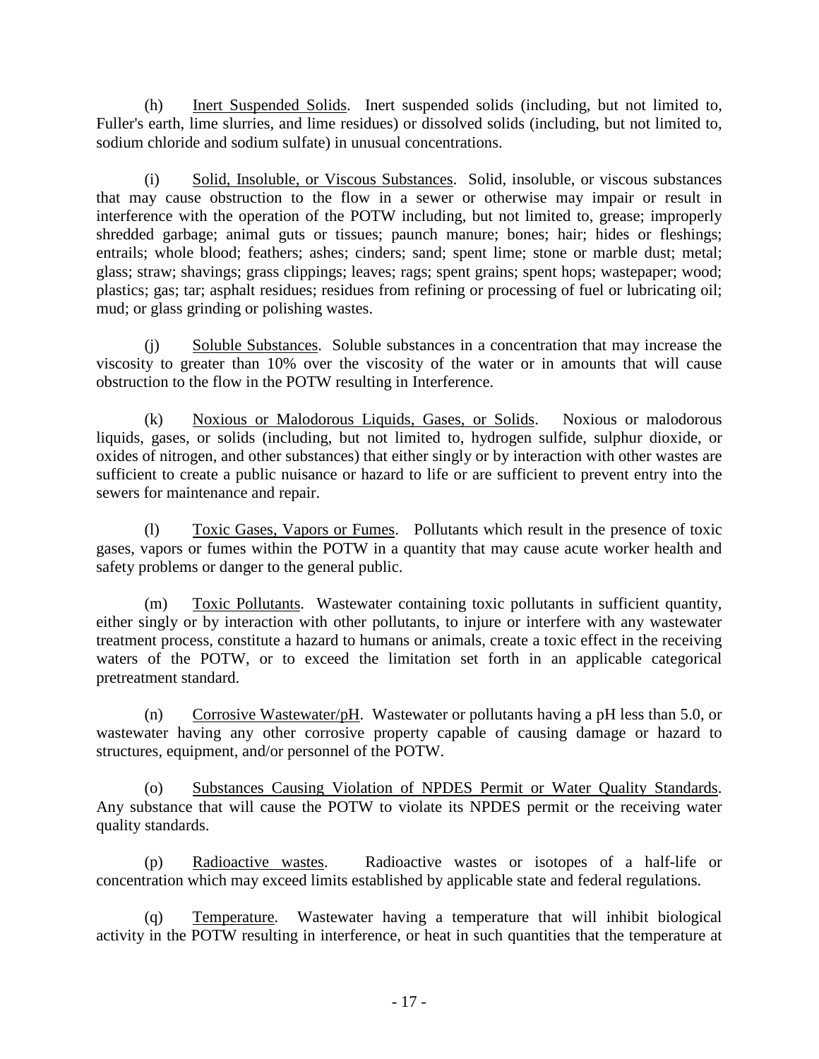(h) Inert Suspended Solids. Inert suspended solids (including, but not limited to, Fuller's earth, lime slurries, and lime residues) or dissolved solids (including, but not limited to, sodium chloride and sodium sulfate) in unusual concentrations.

(i) Solid, Insoluble, or Viscous Substances. Solid, insoluble, or viscous substances that may cause obstruction to the flow in a sewer or otherwise may impair or result in interference with the operation of the POTW including, but not limited to, grease; improperly shredded garbage; animal guts or tissues; paunch manure; bones; hair; hides or fleshings; entrails; whole blood; feathers; ashes; cinders; sand; spent lime; stone or marble dust; metal; glass; straw; shavings; grass clippings; leaves; rags; spent grains; spent hops; wastepaper; wood; plastics; gas; tar; asphalt residues; residues from refining or processing of fuel or lubricating oil; mud; or glass grinding or polishing wastes.

(j) Soluble Substances. Soluble substances in a concentration that may increase the viscosity to greater than 10% over the viscosity of the water or in amounts that will cause obstruction to the flow in the POTW resulting in Interference.

(k) Noxious or Malodorous Liquids, Gases, or Solids. Noxious or malodorous liquids, gases, or solids (including, but not limited to, hydrogen sulfide, sulphur dioxide, or oxides of nitrogen, and other substances) that either singly or by interaction with other wastes are sufficient to create a public nuisance or hazard to life or are sufficient to prevent entry into the sewers for maintenance and repair.

(l) Toxic Gases, Vapors or Fumes. Pollutants which result in the presence of toxic gases, vapors or fumes within the POTW in a quantity that may cause acute worker health and safety problems or danger to the general public.

(m) Toxic Pollutants. Wastewater containing toxic pollutants in sufficient quantity, either singly or by interaction with other pollutants, to injure or interfere with any wastewater treatment process, constitute a hazard to humans or animals, create a toxic effect in the receiving waters of the POTW, or to exceed the limitation set forth in an applicable categorical pretreatment standard.

(n) Corrosive Wastewater/pH. Wastewater or pollutants having a pH less than 5.0, or wastewater having any other corrosive property capable of causing damage or hazard to structures, equipment, and/or personnel of the POTW.

(o) Substances Causing Violation of NPDES Permit or Water Quality Standards. Any substance that will cause the POTW to violate its NPDES permit or the receiving water quality standards.

(p) Radioactive wastes. Radioactive wastes or isotopes of a half-life or concentration which may exceed limits established by applicable state and federal regulations.

(q) Temperature. Wastewater having a temperature that will inhibit biological activity in the POTW resulting in interference, or heat in such quantities that the temperature at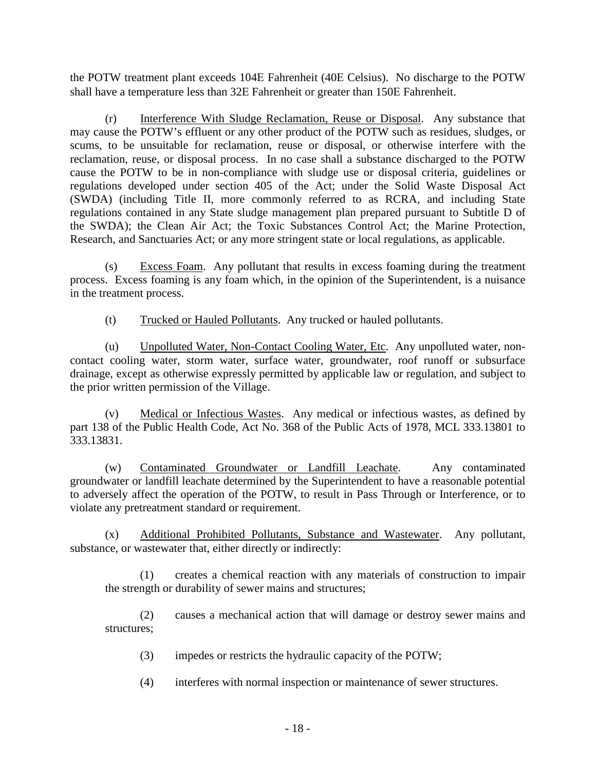the POTW treatment plant exceeds 104E Fahrenheit (40E Celsius). No discharge to the POTW shall have a temperature less than 32E Fahrenheit or greater than 150E Fahrenheit.

(r) Interference With Sludge Reclamation, Reuse or Disposal. Any substance that may cause the POTW's effluent or any other product of the POTW such as residues, sludges, or scums, to be unsuitable for reclamation, reuse or disposal, or otherwise interfere with the reclamation, reuse, or disposal process. In no case shall a substance discharged to the POTW cause the POTW to be in non-compliance with sludge use or disposal criteria, guidelines or regulations developed under section 405 of the Act; under the Solid Waste Disposal Act (SWDA) (including Title II, more commonly referred to as RCRA, and including State regulations contained in any State sludge management plan prepared pursuant to Subtitle D of the SWDA); the Clean Air Act; the Toxic Substances Control Act; the Marine Protection, Research, and Sanctuaries Act; or any more stringent state or local regulations, as applicable.

(s) Excess Foam. Any pollutant that results in excess foaming during the treatment process. Excess foaming is any foam which, in the opinion of the Superintendent, is a nuisance in the treatment process.

(t) Trucked or Hauled Pollutants. Any trucked or hauled pollutants.

(u) Unpolluted Water, Non-Contact Cooling Water, Etc. Any unpolluted water, non-contact cooling water, storm water, surface water, groundwater, roof runoff or subsurface drainage, except as otherwise expressly permitted by applicable law or regulation, and subject to the prior written permission of the Village.

(v) Medical or Infectious Wastes. Any medical or infectious wastes, as defined by part 138 of the Public Health Code, Act No. 368 of the Public Acts of 1978, MCL 333.13801 to 333.13831.

(w) Contaminated Groundwater or Landfill Leachate. Any contaminated groundwater or landfill leachate determined by the Superintendent to have a reasonable potential to adversely affect the operation of the POTW, to result in Pass Through or Interference, or to violate any pretreatment standard or requirement.

(x) Additional Prohibited Pollutants, Substance and Wastewater. Any pollutant, substance, or wastewater that, either directly or indirectly:

(1) creates a chemical reaction with any materials of construction to impair the strength or durability of sewer mains and structures;

(2) causes a mechanical action that will damage or destroy sewer mains and structures;

(3) impedes or restricts the hydraulic capacity of the POTW;

(4) interferes with normal inspection or maintenance of sewer structures.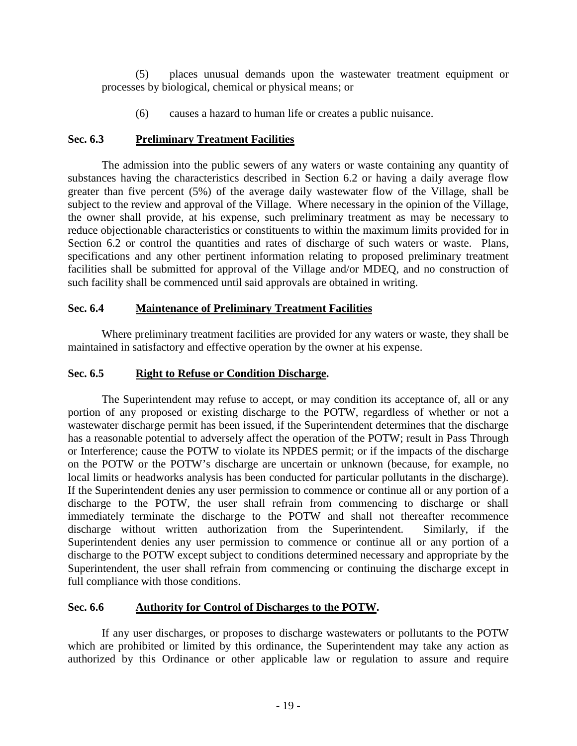(5) places unusual demands upon the wastewater treatment equipment or processes by biological, chemical or physical means; or

(6) causes a hazard to human life or creates a public nuisance.

### Sec. 6.3 Preliminary Treatment Facilities

The admission into the public sewers of any waters or waste containing any quantity of substances having the characteristics described in Section 6.2 or having a daily average flow greater than five percent (5%) of the average daily wastewater flow of the Village, shall be subject to the review and approval of the Village. Where necessary in the opinion of the Village, the owner shall provide, at his expense, such preliminary treatment as may be necessary to reduce objectionable characteristics or constituents to within the maximum limits provided for in Section 6.2 or control the quantities and rates of discharge of such waters or waste. Plans, specifications and any other pertinent information relating to proposed preliminary treatment facilities shall be submitted for approval of the Village and/or MDEQ, and no construction of such facility shall be commenced until said approvals are obtained in writing.

### Sec. 6.4 Maintenance of Preliminary Treatment Facilities

Where preliminary treatment facilities are provided for any waters or waste, they shall be maintained in satisfactory and effective operation by the owner at his expense.

### Sec. 6.5 Right to Refuse or Condition Discharge.

The Superintendent may refuse to accept, or may condition its acceptance of, all or any portion of any proposed or existing discharge to the POTW, regardless of whether or not a wastewater discharge permit has been issued, if the Superintendent determines that the discharge has a reasonable potential to adversely affect the operation of the POTW; result in Pass Through or Interference; cause the POTW to violate its NPDES permit; or if the impacts of the discharge on the POTW or the POTW's discharge are uncertain or unknown (because, for example, no local limits or headworks analysis has been conducted for particular pollutants in the discharge). If the Superintendent denies any user permission to commence or continue all or any portion of a discharge to the POTW, the user shall refrain from commencing to discharge or shall immediately terminate the discharge to the POTW and shall not thereafter recommence discharge without written authorization from the Superintendent. Similarly, if the Superintendent denies any user permission to commence or continue all or any portion of a discharge to the POTW except subject to conditions determined necessary and appropriate by the Superintendent, the user shall refrain from commencing or continuing the discharge except in full compliance with those conditions.

### Sec. 6.6 Authority for Control of Discharges to the POTW.

If any user discharges, or proposes to discharge wastewaters or pollutants to the POTW which are prohibited or limited by this ordinance, the Superintendent may take any action as authorized by this Ordinance or other applicable law or regulation to assure and require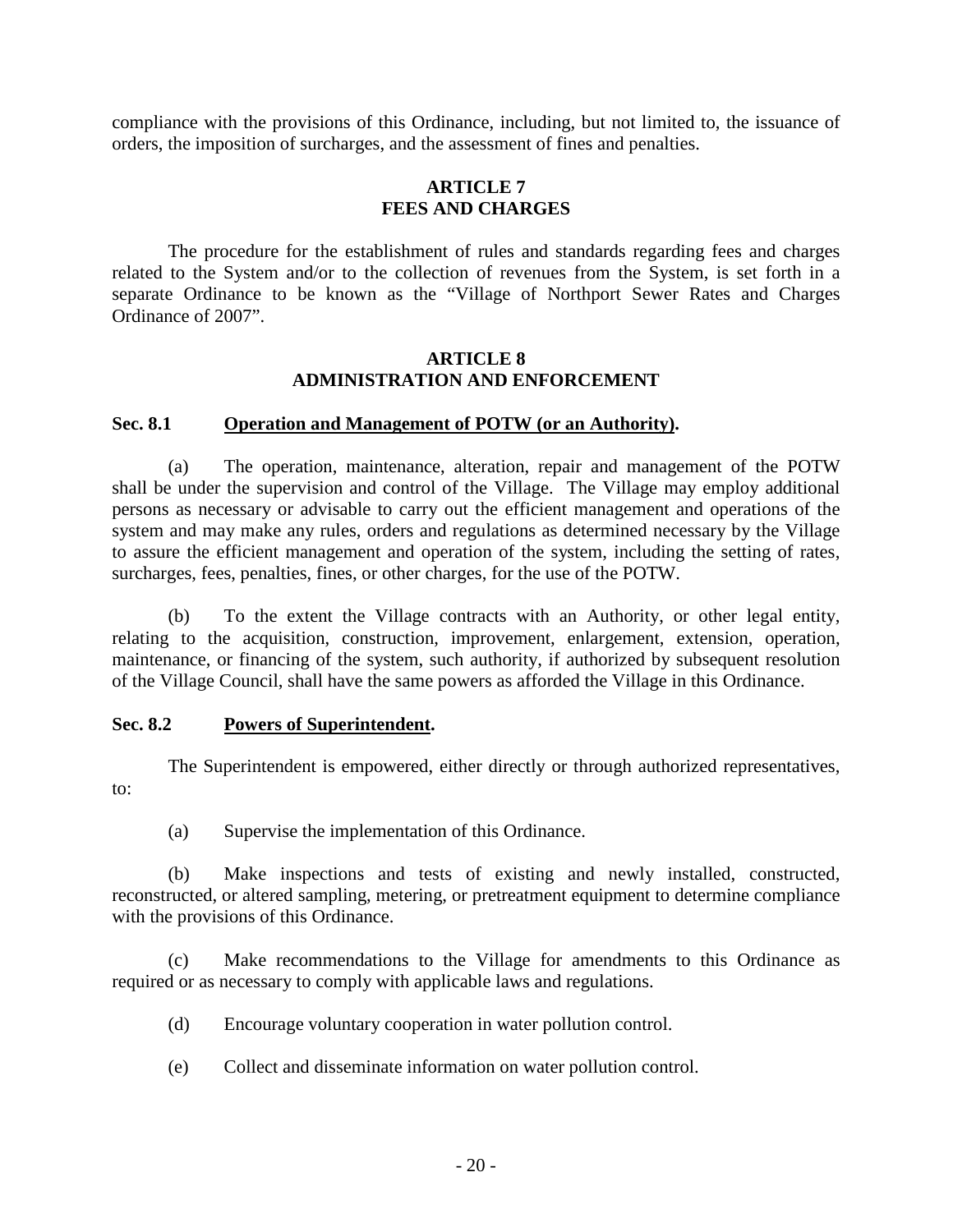compliance with the provisions of this Ordinance, including, but not limited to, the issuance of orders, the imposition of surcharges, and the assessment of fines and penalties.

## ARTICLE 7
## FEES AND CHARGES

The procedure for the establishment of rules and standards regarding fees and charges related to the System and/or to the collection of revenues from the System, is set forth in a separate Ordinance to be known as the "Village of Northport Sewer Rates and Charges Ordinance of 2007".

## ARTICLE 8
## ADMINISTRATION AND ENFORCEMENT

### Sec. 8.1 Operation and Management of POTW (or an Authority).

(a) The operation, maintenance, alteration, repair and management of the POTW shall be under the supervision and control of the Village. The Village may employ additional persons as necessary or advisable to carry out the efficient management and operations of the system and may make any rules, orders and regulations as determined necessary by the Village to assure the efficient management and operation of the system, including the setting of rates, surcharges, fees, penalties, fines, or other charges, for the use of the POTW.

(b) To the extent the Village contracts with an Authority, or other legal entity, relating to the acquisition, construction, improvement, enlargement, extension, operation, maintenance, or financing of the system, such authority, if authorized by subsequent resolution of the Village Council, shall have the same powers as afforded the Village in this Ordinance.

### Sec. 8.2 Powers of Superintendent.

The Superintendent is empowered, either directly or through authorized representatives, to:

(a) Supervise the implementation of this Ordinance.

(b) Make inspections and tests of existing and newly installed, constructed, reconstructed, or altered sampling, metering, or pretreatment equipment to determine compliance with the provisions of this Ordinance.

(c) Make recommendations to the Village for amendments to this Ordinance as required or as necessary to comply with applicable laws and regulations.

(d) Encourage voluntary cooperation in water pollution control.

(e) Collect and disseminate information on water pollution control.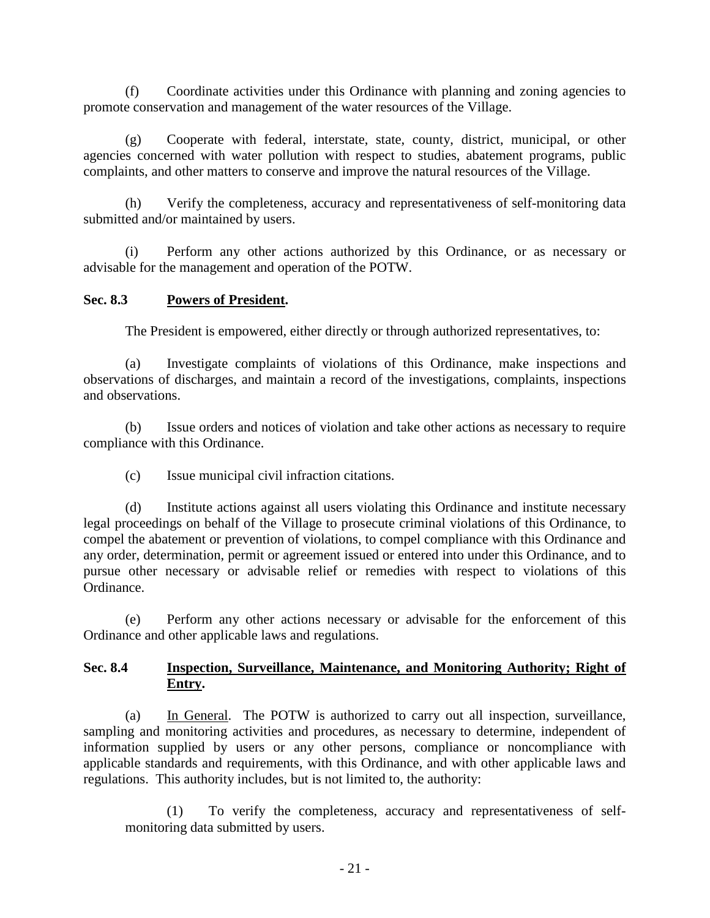(f) Coordinate activities under this Ordinance with planning and zoning agencies to promote conservation and management of the water resources of the Village.

(g) Cooperate with federal, interstate, state, county, district, municipal, or other agencies concerned with water pollution with respect to studies, abatement programs, public complaints, and other matters to conserve and improve the natural resources of the Village.

(h) Verify the completeness, accuracy and representativeness of self-monitoring data submitted and/or maintained by users.

(i) Perform any other actions authorized by this Ordinance, or as necessary or advisable for the management and operation of the POTW.

**Sec. 8.3 Powers of President.**

The President is empowered, either directly or through authorized representatives, to:

(a) Investigate complaints of violations of this Ordinance, make inspections and observations of discharges, and maintain a record of the investigations, complaints, inspections and observations.

(b) Issue orders and notices of violation and take other actions as necessary to require compliance with this Ordinance.

(c) Issue municipal civil infraction citations.

(d) Institute actions against all users violating this Ordinance and institute necessary legal proceedings on behalf of the Village to prosecute criminal violations of this Ordinance, to compel the abatement or prevention of violations, to compel compliance with this Ordinance and any order, determination, permit or agreement issued or entered into under this Ordinance, and to pursue other necessary or advisable relief or remedies with respect to violations of this Ordinance.

(e) Perform any other actions necessary or advisable for the enforcement of this Ordinance and other applicable laws and regulations.

**Sec. 8.4 Inspection, Surveillance, Maintenance, and Monitoring Authority; Right of Entry.**

(a) In General. The POTW is authorized to carry out all inspection, surveillance, sampling and monitoring activities and procedures, as necessary to determine, independent of information supplied by users or any other persons, compliance or noncompliance with applicable standards and requirements, with this Ordinance, and with other applicable laws and regulations. This authority includes, but is not limited to, the authority:

(1) To verify the completeness, accuracy and representativeness of self-monitoring data submitted by users.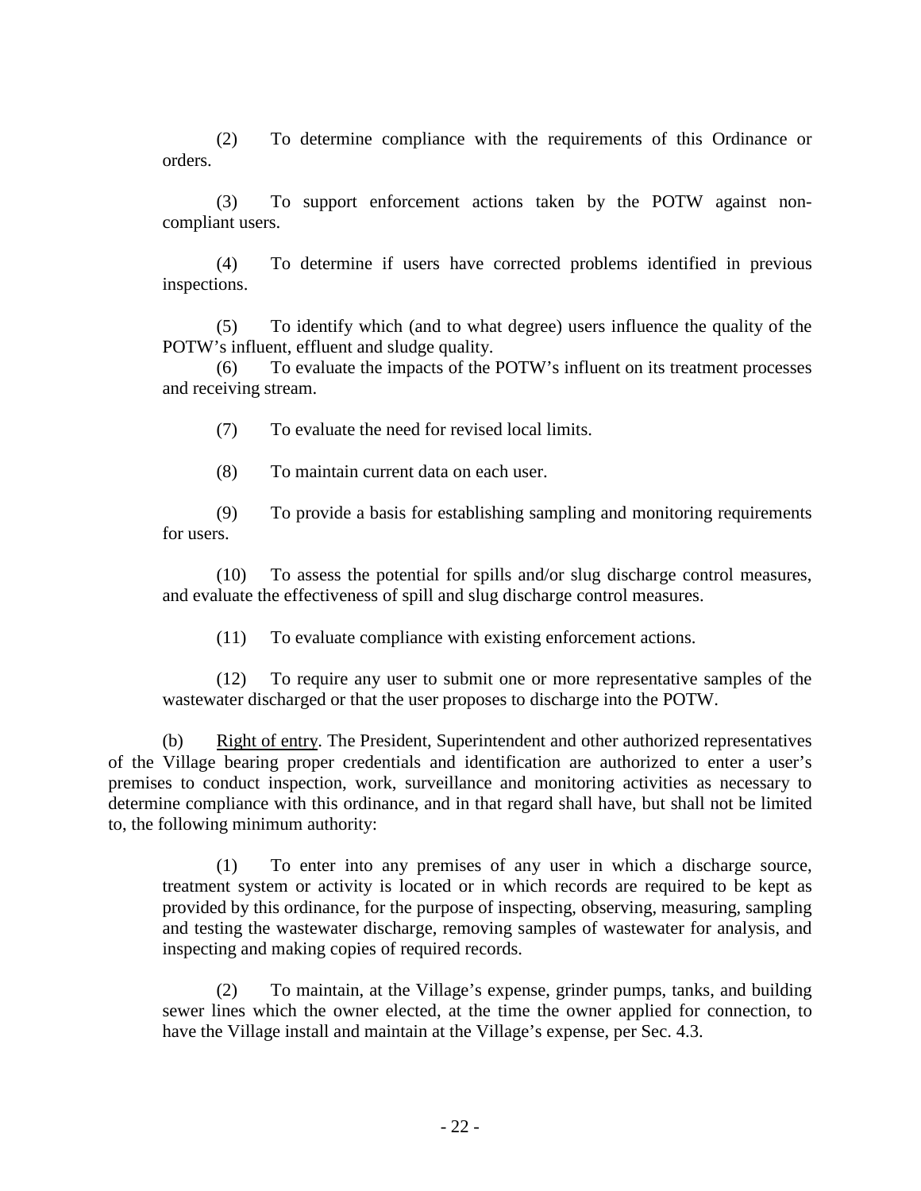(2) To determine compliance with the requirements of this Ordinance or orders.

(3) To support enforcement actions taken by the POTW against non-compliant users.

(4) To determine if users have corrected problems identified in previous inspections.

(5) To identify which (and to what degree) users influence the quality of the POTW's influent, effluent and sludge quality.

(6) To evaluate the impacts of the POTW's influent on its treatment processes and receiving stream.

(7) To evaluate the need for revised local limits.

(8) To maintain current data on each user.

(9) To provide a basis for establishing sampling and monitoring requirements for users.

(10) To assess the potential for spills and/or slug discharge control measures, and evaluate the effectiveness of spill and slug discharge control measures.

(11) To evaluate compliance with existing enforcement actions.

(12) To require any user to submit one or more representative samples of the wastewater discharged or that the user proposes to discharge into the POTW.

(b) Right of entry. The President, Superintendent and other authorized representatives of the Village bearing proper credentials and identification are authorized to enter a user's premises to conduct inspection, work, surveillance and monitoring activities as necessary to determine compliance with this ordinance, and in that regard shall have, but shall not be limited to, the following minimum authority:

(1) To enter into any premises of any user in which a discharge source, treatment system or activity is located or in which records are required to be kept as provided by this ordinance, for the purpose of inspecting, observing, measuring, sampling and testing the wastewater discharge, removing samples of wastewater for analysis, and inspecting and making copies of required records.

(2) To maintain, at the Village's expense, grinder pumps, tanks, and building sewer lines which the owner elected, at the time the owner applied for connection, to have the Village install and maintain at the Village's expense, per Sec. 4.3.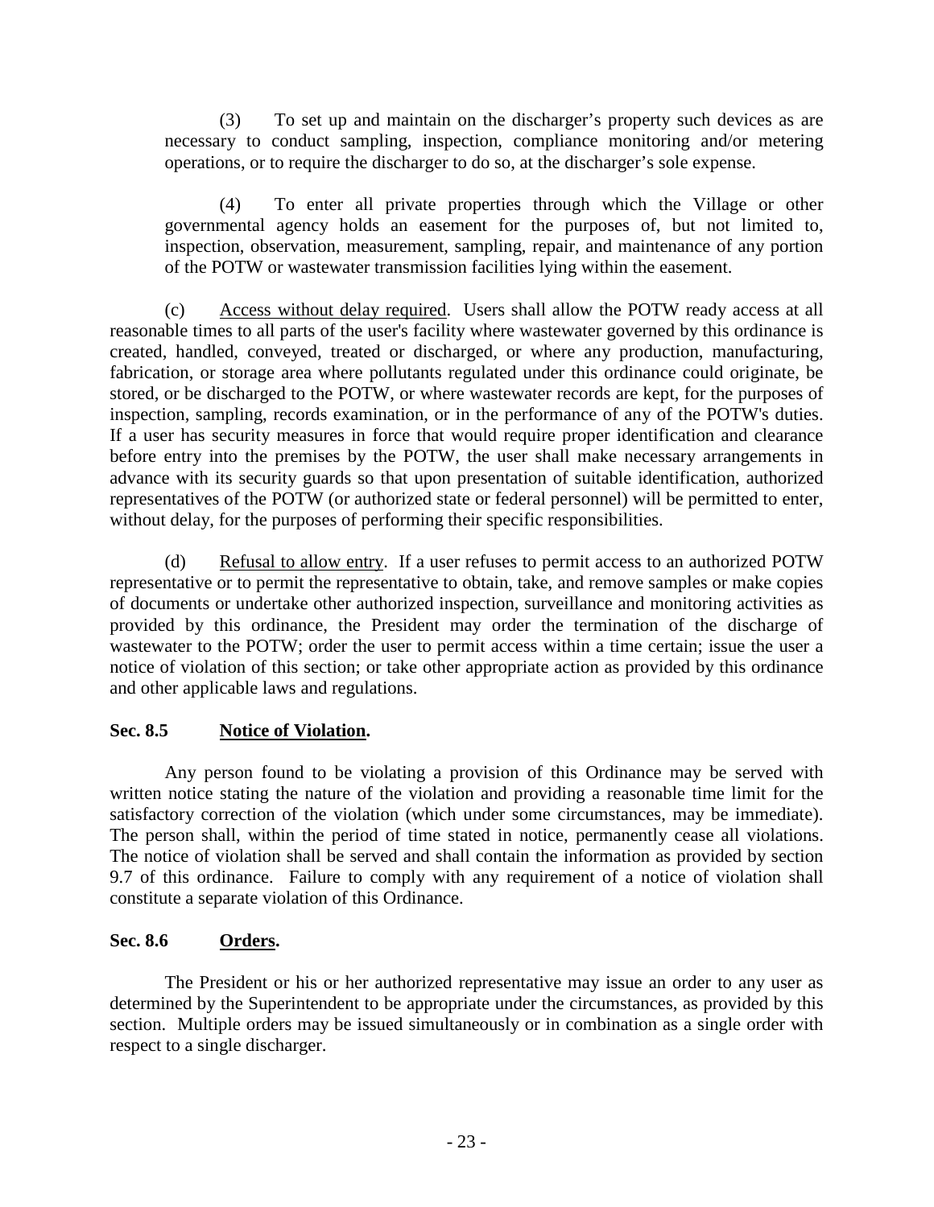(3) To set up and maintain on the discharger's property such devices as are necessary to conduct sampling, inspection, compliance monitoring and/or metering operations, or to require the discharger to do so, at the discharger's sole expense.

(4) To enter all private properties through which the Village or other governmental agency holds an easement for the purposes of, but not limited to, inspection, observation, measurement, sampling, repair, and maintenance of any portion of the POTW or wastewater transmission facilities lying within the easement.

(c) Access without delay required. Users shall allow the POTW ready access at all reasonable times to all parts of the user's facility where wastewater governed by this ordinance is created, handled, conveyed, treated or discharged, or where any production, manufacturing, fabrication, or storage area where pollutants regulated under this ordinance could originate, be stored, or be discharged to the POTW, or where wastewater records are kept, for the purposes of inspection, sampling, records examination, or in the performance of any of the POTW's duties. If a user has security measures in force that would require proper identification and clearance before entry into the premises by the POTW, the user shall make necessary arrangements in advance with its security guards so that upon presentation of suitable identification, authorized representatives of the POTW (or authorized state or federal personnel) will be permitted to enter, without delay, for the purposes of performing their specific responsibilities.

(d) Refusal to allow entry. If a user refuses to permit access to an authorized POTW representative or to permit the representative to obtain, take, and remove samples or make copies of documents or undertake other authorized inspection, surveillance and monitoring activities as provided by this ordinance, the President may order the termination of the discharge of wastewater to the POTW; order the user to permit access within a time certain; issue the user a notice of violation of this section; or take other appropriate action as provided by this ordinance and other applicable laws and regulations.

### Sec. 8.5 Notice of Violation.

Any person found to be violating a provision of this Ordinance may be served with written notice stating the nature of the violation and providing a reasonable time limit for the satisfactory correction of the violation (which under some circumstances, may be immediate). The person shall, within the period of time stated in notice, permanently cease all violations. The notice of violation shall be served and shall contain the information as provided by section 9.7 of this ordinance. Failure to comply with any requirement of a notice of violation shall constitute a separate violation of this Ordinance.

### Sec. 8.6 Orders.

The President or his or her authorized representative may issue an order to any user as determined by the Superintendent to be appropriate under the circumstances, as provided by this section. Multiple orders may be issued simultaneously or in combination as a single order with respect to a single discharger.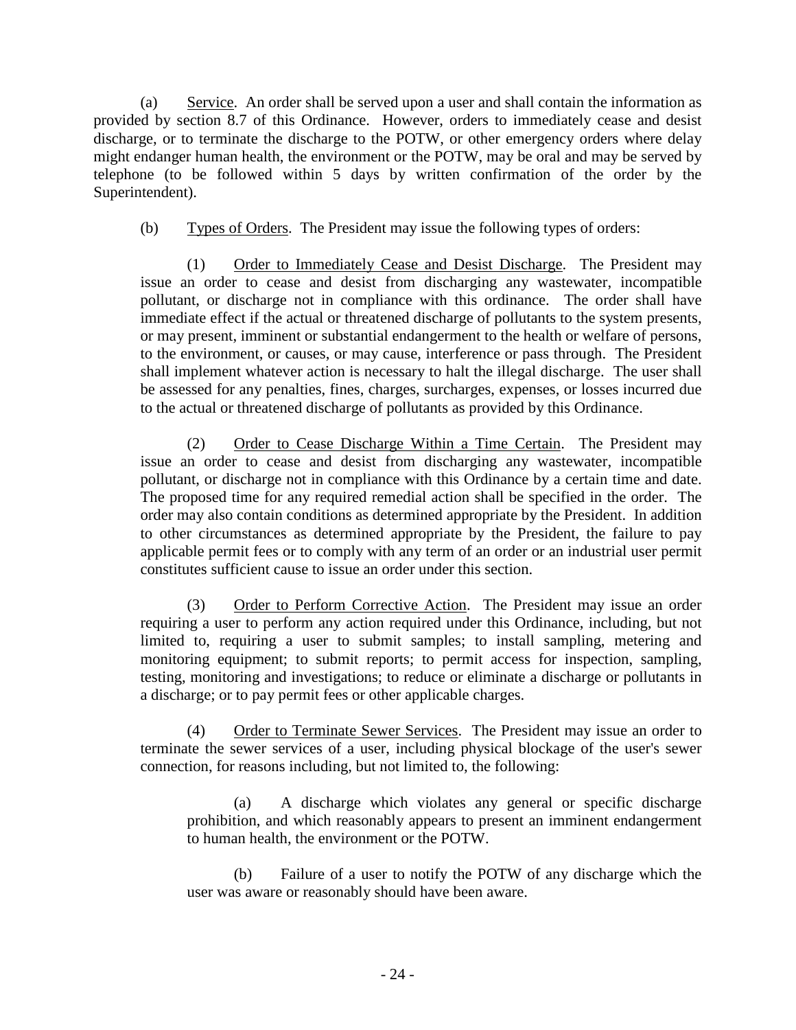(a) Service. An order shall be served upon a user and shall contain the information as provided by section 8.7 of this Ordinance. However, orders to immediately cease and desist discharge, or to terminate the discharge to the POTW, or other emergency orders where delay might endanger human health, the environment or the POTW, may be oral and may be served by telephone (to be followed within 5 days by written confirmation of the order by the Superintendent).

(b) Types of Orders. The President may issue the following types of orders:

(1) Order to Immediately Cease and Desist Discharge. The President may issue an order to cease and desist from discharging any wastewater, incompatible pollutant, or discharge not in compliance with this ordinance. The order shall have immediate effect if the actual or threatened discharge of pollutants to the system presents, or may present, imminent or substantial endangerment to the health or welfare of persons, to the environment, or causes, or may cause, interference or pass through. The President shall implement whatever action is necessary to halt the illegal discharge. The user shall be assessed for any penalties, fines, charges, surcharges, expenses, or losses incurred due to the actual or threatened discharge of pollutants as provided by this Ordinance.

(2) Order to Cease Discharge Within a Time Certain. The President may issue an order to cease and desist from discharging any wastewater, incompatible pollutant, or discharge not in compliance with this Ordinance by a certain time and date. The proposed time for any required remedial action shall be specified in the order. The order may also contain conditions as determined appropriate by the President. In addition to other circumstances as determined appropriate by the President, the failure to pay applicable permit fees or to comply with any term of an order or an industrial user permit constitutes sufficient cause to issue an order under this section.

(3) Order to Perform Corrective Action. The President may issue an order requiring a user to perform any action required under this Ordinance, including, but not limited to, requiring a user to submit samples; to install sampling, metering and monitoring equipment; to submit reports; to permit access for inspection, sampling, testing, monitoring and investigations; to reduce or eliminate a discharge or pollutants in a discharge; or to pay permit fees or other applicable charges.

(4) Order to Terminate Sewer Services. The President may issue an order to terminate the sewer services of a user, including physical blockage of the user's sewer connection, for reasons including, but not limited to, the following:

(a) A discharge which violates any general or specific discharge prohibition, and which reasonably appears to present an imminent endangerment to human health, the environment or the POTW.

(b) Failure of a user to notify the POTW of any discharge which the user was aware or reasonably should have been aware.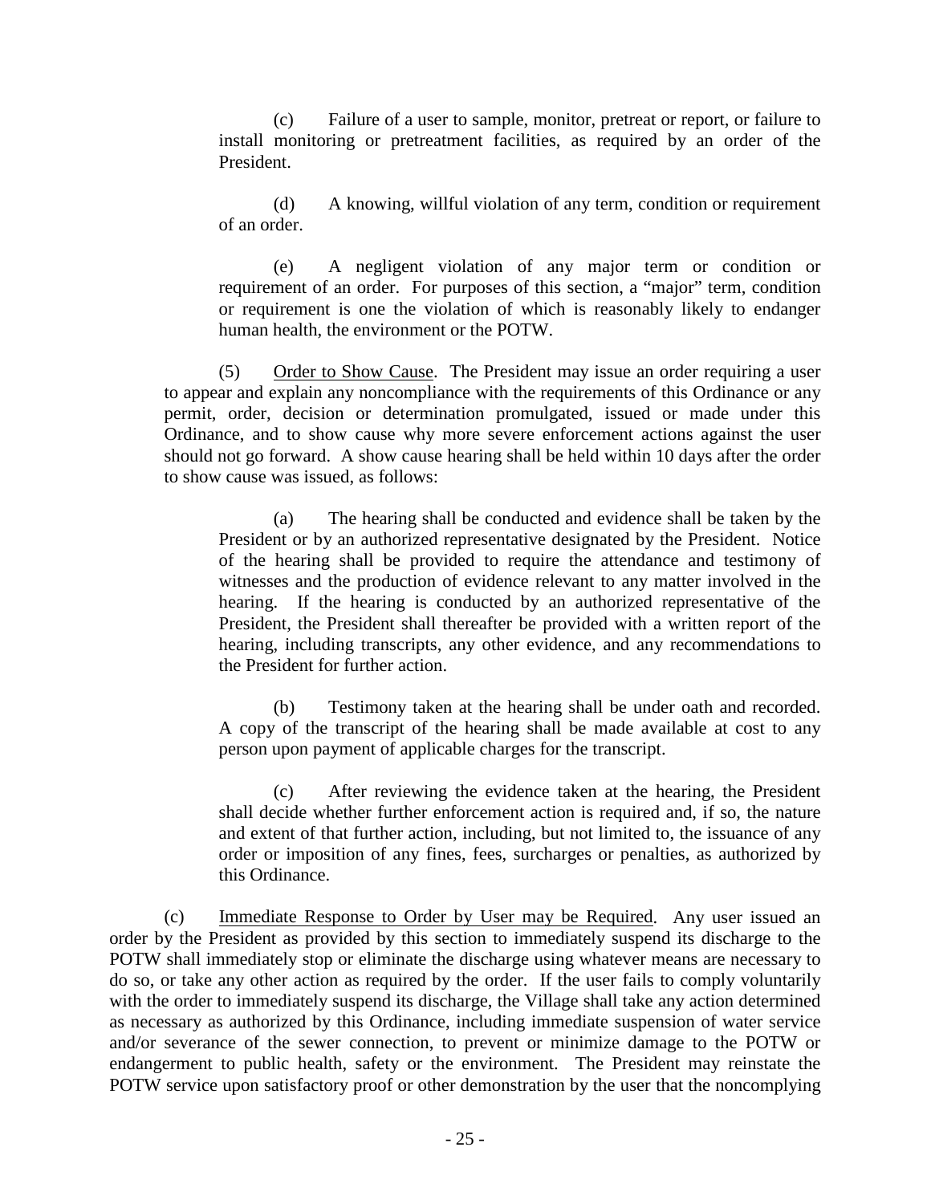(c) Failure of a user to sample, monitor, pretreat or report, or failure to install monitoring or pretreatment facilities, as required by an order of the President.

(d) A knowing, willful violation of any term, condition or requirement of an order.

(e) A negligent violation of any major term or condition or requirement of an order. For purposes of this section, a "major" term, condition or requirement is one the violation of which is reasonably likely to endanger human health, the environment or the POTW.

(5) Order to Show Cause. The President may issue an order requiring a user to appear and explain any noncompliance with the requirements of this Ordinance or any permit, order, decision or determination promulgated, issued or made under this Ordinance, and to show cause why more severe enforcement actions against the user should not go forward. A show cause hearing shall be held within 10 days after the order to show cause was issued, as follows:

(a) The hearing shall be conducted and evidence shall be taken by the President or by an authorized representative designated by the President. Notice of the hearing shall be provided to require the attendance and testimony of witnesses and the production of evidence relevant to any matter involved in the hearing. If the hearing is conducted by an authorized representative of the President, the President shall thereafter be provided with a written report of the hearing, including transcripts, any other evidence, and any recommendations to the President for further action.

(b) Testimony taken at the hearing shall be under oath and recorded. A copy of the transcript of the hearing shall be made available at cost to any person upon payment of applicable charges for the transcript.

(c) After reviewing the evidence taken at the hearing, the President shall decide whether further enforcement action is required and, if so, the nature and extent of that further action, including, but not limited to, the issuance of any order or imposition of any fines, fees, surcharges or penalties, as authorized by this Ordinance.

(c) Immediate Response to Order by User may be Required. Any user issued an order by the President as provided by this section to immediately suspend its discharge to the POTW shall immediately stop or eliminate the discharge using whatever means are necessary to do so, or take any other action as required by the order. If the user fails to comply voluntarily with the order to immediately suspend its discharge, the Village shall take any action determined as necessary as authorized by this Ordinance, including immediate suspension of water service and/or severance of the sewer connection, to prevent or minimize damage to the POTW or endangerment to public health, safety or the environment. The President may reinstate the POTW service upon satisfactory proof or other demonstration by the user that the noncomplying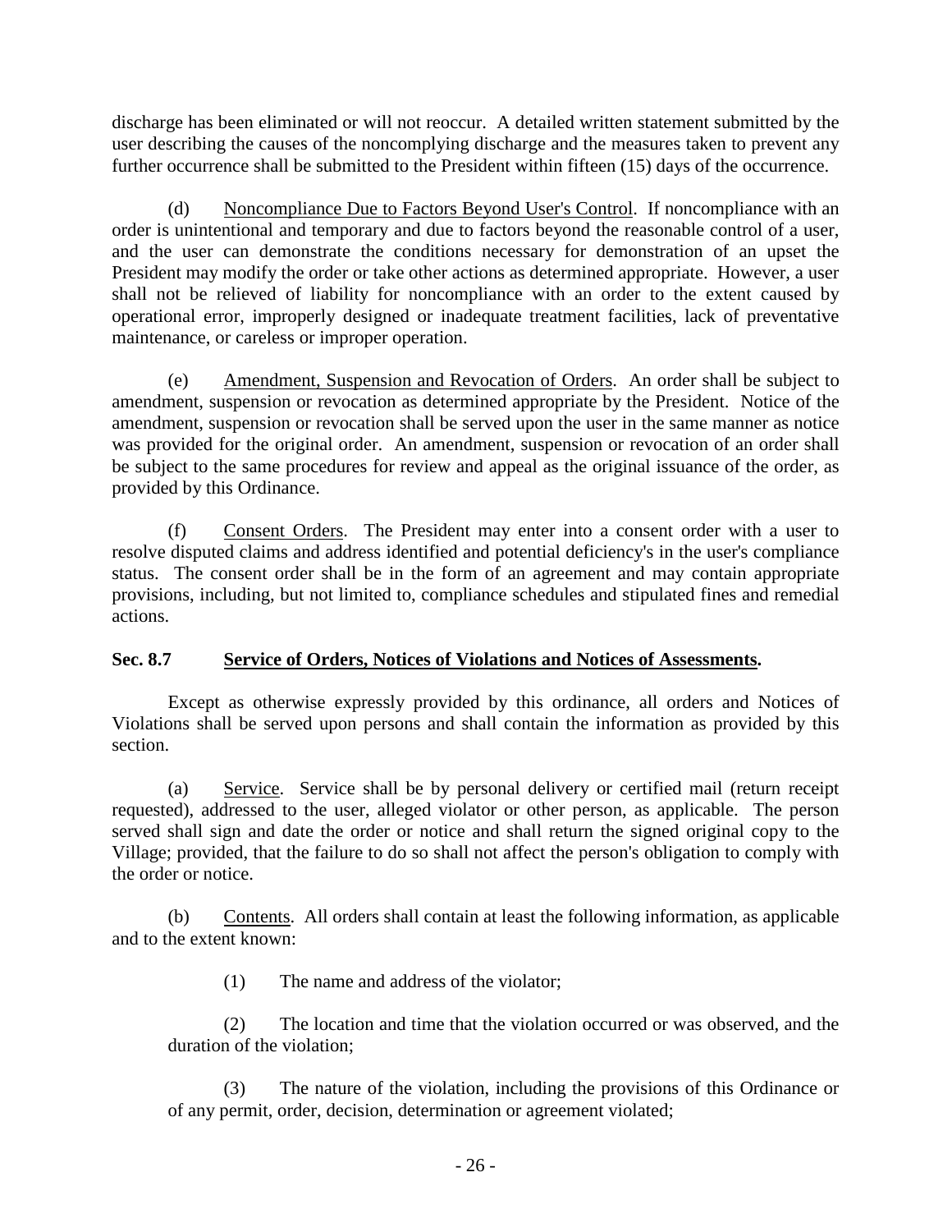discharge has been eliminated or will not reoccur. A detailed written statement submitted by the user describing the causes of the noncomplying discharge and the measures taken to prevent any further occurrence shall be submitted to the President within fifteen (15) days of the occurrence.

(d) Noncompliance Due to Factors Beyond User's Control. If noncompliance with an order is unintentional and temporary and due to factors beyond the reasonable control of a user, and the user can demonstrate the conditions necessary for demonstration of an upset the President may modify the order or take other actions as determined appropriate. However, a user shall not be relieved of liability for noncompliance with an order to the extent caused by operational error, improperly designed or inadequate treatment facilities, lack of preventative maintenance, or careless or improper operation.

(e) Amendment, Suspension and Revocation of Orders. An order shall be subject to amendment, suspension or revocation as determined appropriate by the President. Notice of the amendment, suspension or revocation shall be served upon the user in the same manner as notice was provided for the original order. An amendment, suspension or revocation of an order shall be subject to the same procedures for review and appeal as the original issuance of the order, as provided by this Ordinance.

(f) Consent Orders. The President may enter into a consent order with a user to resolve disputed claims and address identified and potential deficiency's in the user's compliance status. The consent order shall be in the form of an agreement and may contain appropriate provisions, including, but not limited to, compliance schedules and stipulated fines and remedial actions.

**Sec. 8.7 Service of Orders, Notices of Violations and Notices of Assessments.**

Except as otherwise expressly provided by this ordinance, all orders and Notices of Violations shall be served upon persons and shall contain the information as provided by this section.

(a) Service. Service shall be by personal delivery or certified mail (return receipt requested), addressed to the user, alleged violator or other person, as applicable. The person served shall sign and date the order or notice and shall return the signed original copy to the Village; provided, that the failure to do so shall not affect the person's obligation to comply with the order or notice.

(b) Contents. All orders shall contain at least the following information, as applicable and to the extent known:

(1) The name and address of the violator;

(2) The location and time that the violation occurred or was observed, and the duration of the violation;

(3) The nature of the violation, including the provisions of this Ordinance or of any permit, order, decision, determination or agreement violated;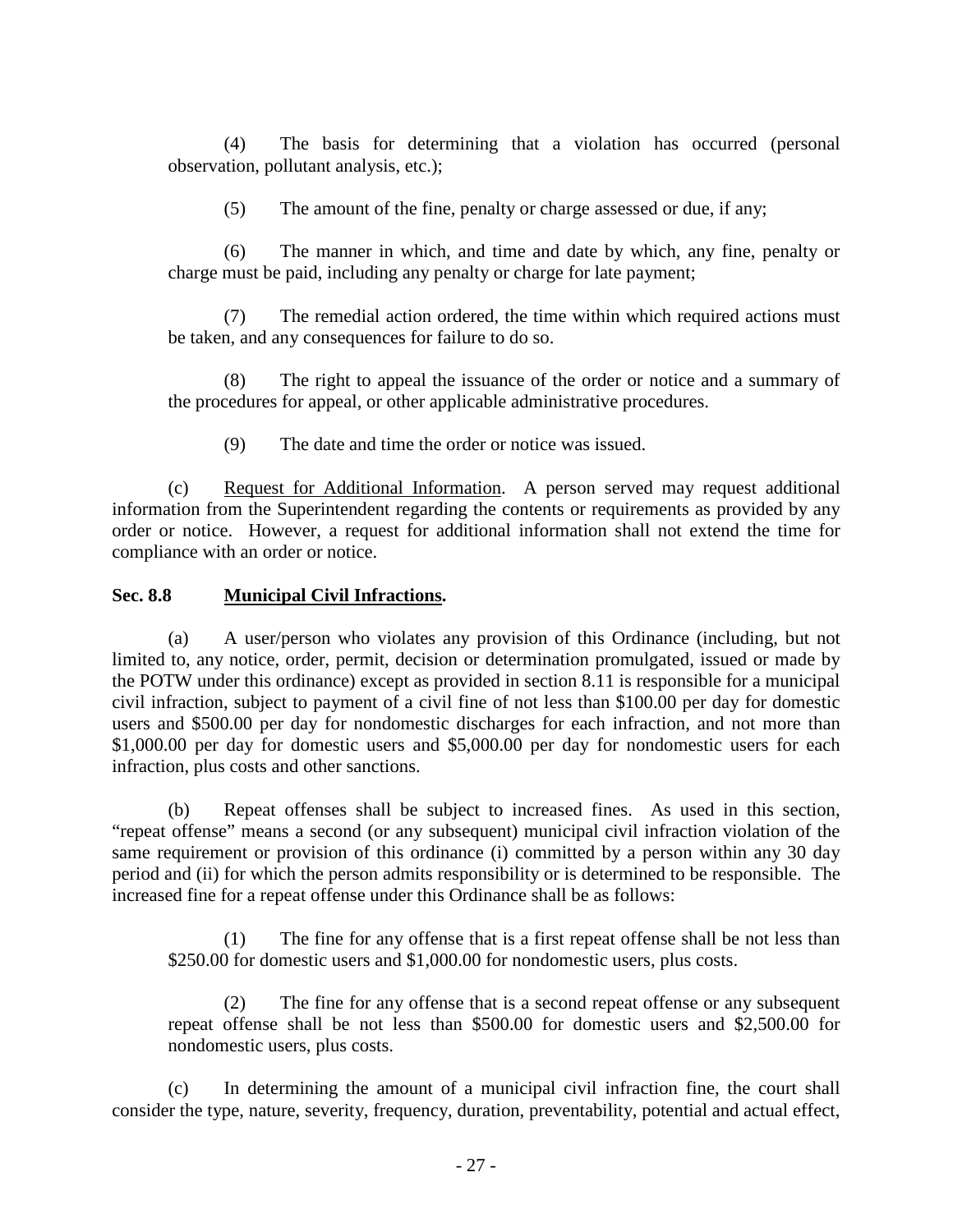(4) The basis for determining that a violation has occurred (personal observation, pollutant analysis, etc.);

(5) The amount of the fine, penalty or charge assessed or due, if any;

(6) The manner in which, and time and date by which, any fine, penalty or charge must be paid, including any penalty or charge for late payment;

(7) The remedial action ordered, the time within which required actions must be taken, and any consequences for failure to do so.

(8) The right to appeal the issuance of the order or notice and a summary of the procedures for appeal, or other applicable administrative procedures.

(9) The date and time the order or notice was issued.

(c) Request for Additional Information. A person served may request additional information from the Superintendent regarding the contents or requirements as provided by any order or notice. However, a request for additional information shall not extend the time for compliance with an order or notice.

**Sec. 8.8 Municipal Civil Infractions.**

(a) A user/person who violates any provision of this Ordinance (including, but not limited to, any notice, order, permit, decision or determination promulgated, issued or made by the POTW under this ordinance) except as provided in section 8.11 is responsible for a municipal civil infraction, subject to payment of a civil fine of not less than $100.00 per day for domestic users and $500.00 per day for nondomestic discharges for each infraction, and not more than $1,000.00 per day for domestic users and $5,000.00 per day for nondomestic users for each infraction, plus costs and other sanctions.

(b) Repeat offenses shall be subject to increased fines. As used in this section, "repeat offense" means a second (or any subsequent) municipal civil infraction violation of the same requirement or provision of this ordinance (i) committed by a person within any 30 day period and (ii) for which the person admits responsibility or is determined to be responsible. The increased fine for a repeat offense under this Ordinance shall be as follows:

(1) The fine for any offense that is a first repeat offense shall be not less than $250.00 for domestic users and $1,000.00 for nondomestic users, plus costs.

(2) The fine for any offense that is a second repeat offense or any subsequent repeat offense shall be not less than $500.00 for domestic users and $2,500.00 for nondomestic users, plus costs.

(c) In determining the amount of a municipal civil infraction fine, the court shall consider the type, nature, severity, frequency, duration, preventability, potential and actual effect,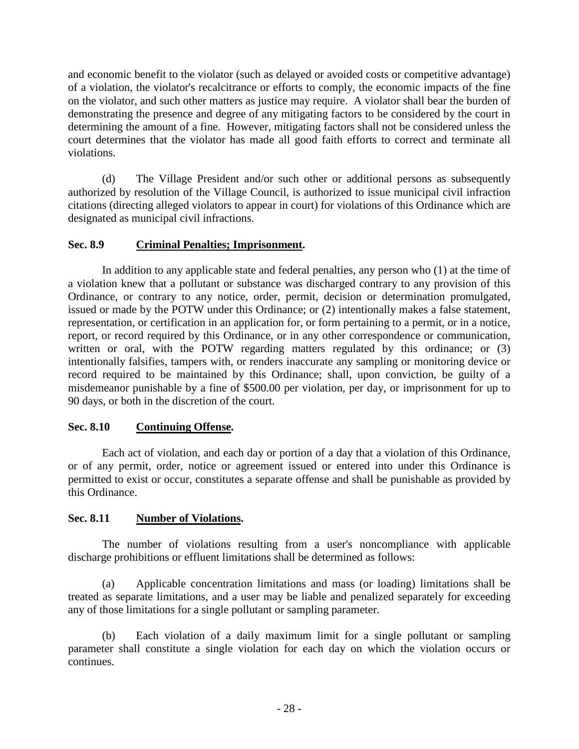and economic benefit to the violator (such as delayed or avoided costs or competitive advantage) of a violation, the violator's recalcitrance or efforts to comply, the economic impacts of the fine on the violator, and such other matters as justice may require. A violator shall bear the burden of demonstrating the presence and degree of any mitigating factors to be considered by the court in determining the amount of a fine. However, mitigating factors shall not be considered unless the court determines that the violator has made all good faith efforts to correct and terminate all violations.

(d) The Village President and/or such other or additional persons as subsequently authorized by resolution of the Village Council, is authorized to issue municipal civil infraction citations (directing alleged violators to appear in court) for violations of this Ordinance which are designated as municipal civil infractions.

**Sec. 8.9 Criminal Penalties; Imprisonment.**

In addition to any applicable state and federal penalties, any person who (1) at the time of a violation knew that a pollutant or substance was discharged contrary to any provision of this Ordinance, or contrary to any notice, order, permit, decision or determination promulgated, issued or made by the POTW under this Ordinance; or (2) intentionally makes a false statement, representation, or certification in an application for, or form pertaining to a permit, or in a notice, report, or record required by this Ordinance, or in any other correspondence or communication, written or oral, with the POTW regarding matters regulated by this ordinance; or (3) intentionally falsifies, tampers with, or renders inaccurate any sampling or monitoring device or record required to be maintained by this Ordinance; shall, upon conviction, be guilty of a misdemeanor punishable by a fine of $500.00 per violation, per day, or imprisonment for up to 90 days, or both in the discretion of the court.

**Sec. 8.10 Continuing Offense.**

Each act of violation, and each day or portion of a day that a violation of this Ordinance, or of any permit, order, notice or agreement issued or entered into under this Ordinance is permitted to exist or occur, constitutes a separate offense and shall be punishable as provided by this Ordinance.

**Sec. 8.11 Number of Violations.**

The number of violations resulting from a user's noncompliance with applicable discharge prohibitions or effluent limitations shall be determined as follows:

(a) Applicable concentration limitations and mass (or loading) limitations shall be treated as separate limitations, and a user may be liable and penalized separately for exceeding any of those limitations for a single pollutant or sampling parameter.

(b) Each violation of a daily maximum limit for a single pollutant or sampling parameter shall constitute a single violation for each day on which the violation occurs or continues.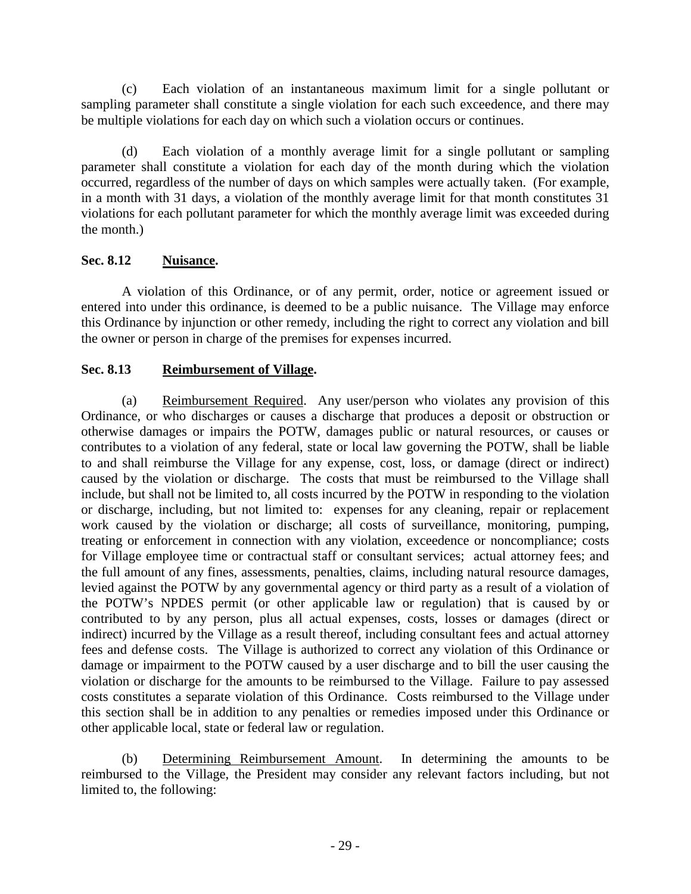(c) Each violation of an instantaneous maximum limit for a single pollutant or sampling parameter shall constitute a single violation for each such exceedence, and there may be multiple violations for each day on which such a violation occurs or continues.

(d) Each violation of a monthly average limit for a single pollutant or sampling parameter shall constitute a violation for each day of the month during which the violation occurred, regardless of the number of days on which samples were actually taken. (For example, in a month with 31 days, a violation of the monthly average limit for that month constitutes 31 violations for each pollutant parameter for which the monthly average limit was exceeded during the month.)

**Sec. 8.12 Nuisance.**

A violation of this Ordinance, or of any permit, order, notice or agreement issued or entered into under this ordinance, is deemed to be a public nuisance. The Village may enforce this Ordinance by injunction or other remedy, including the right to correct any violation and bill the owner or person in charge of the premises for expenses incurred.

**Sec. 8.13 Reimbursement of Village.**

(a) Reimbursement Required. Any user/person who violates any provision of this Ordinance, or who discharges or causes a discharge that produces a deposit or obstruction or otherwise damages or impairs the POTW, damages public or natural resources, or causes or contributes to a violation of any federal, state or local law governing the POTW, shall be liable to and shall reimburse the Village for any expense, cost, loss, or damage (direct or indirect) caused by the violation or discharge. The costs that must be reimbursed to the Village shall include, but shall not be limited to, all costs incurred by the POTW in responding to the violation or discharge, including, but not limited to: expenses for any cleaning, repair or replacement work caused by the violation or discharge; all costs of surveillance, monitoring, pumping, treating or enforcement in connection with any violation, exceedence or noncompliance; costs for Village employee time or contractual staff or consultant services; actual attorney fees; and the full amount of any fines, assessments, penalties, claims, including natural resource damages, levied against the POTW by any governmental agency or third party as a result of a violation of the POTW's NPDES permit (or other applicable law or regulation) that is caused by or contributed to by any person, plus all actual expenses, costs, losses or damages (direct or indirect) incurred by the Village as a result thereof, including consultant fees and actual attorney fees and defense costs. The Village is authorized to correct any violation of this Ordinance or damage or impairment to the POTW caused by a user discharge and to bill the user causing the violation or discharge for the amounts to be reimbursed to the Village. Failure to pay assessed costs constitutes a separate violation of this Ordinance. Costs reimbursed to the Village under this section shall be in addition to any penalties or remedies imposed under this Ordinance or other applicable local, state or federal law or regulation.

(b) Determining Reimbursement Amount. In determining the amounts to be reimbursed to the Village, the President may consider any relevant factors including, but not limited to, the following: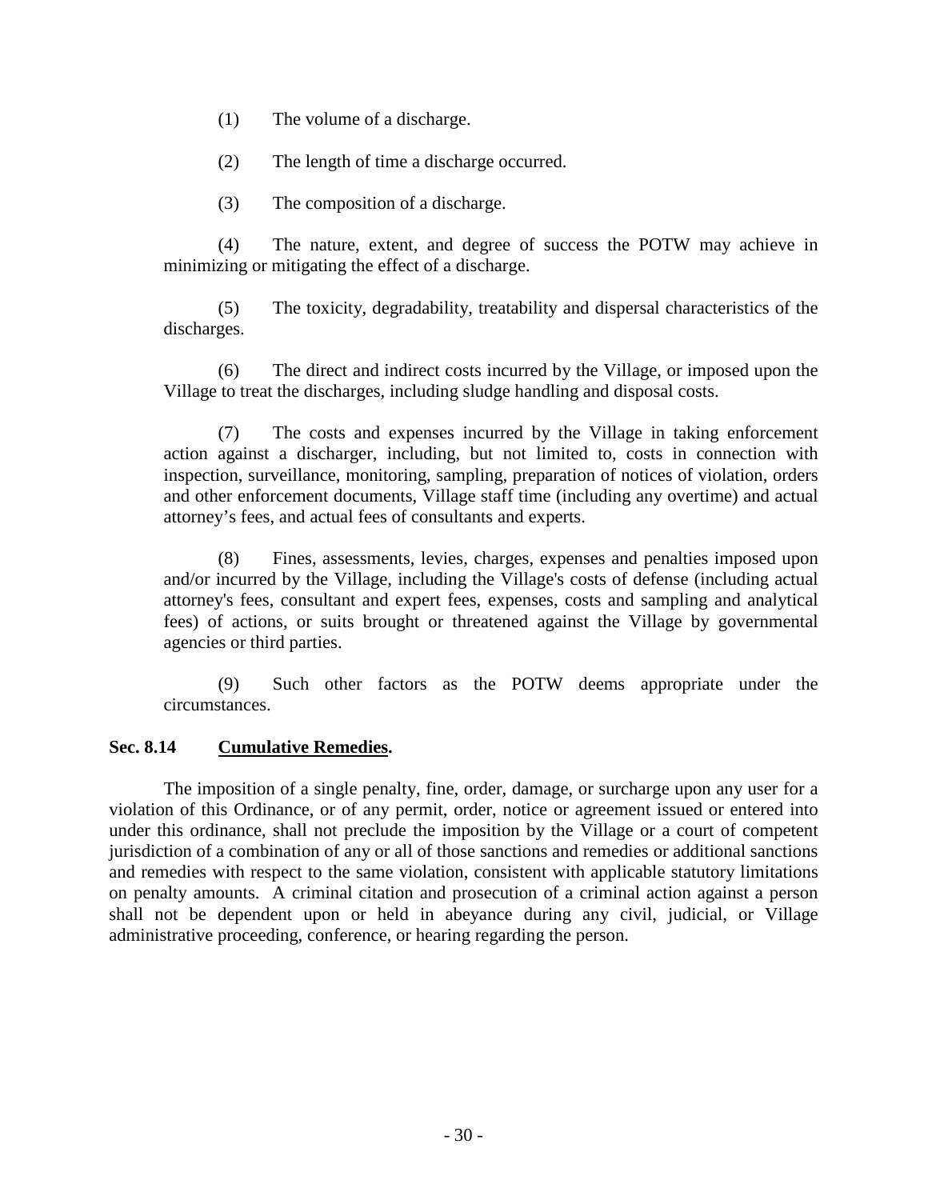(1) The volume of a discharge.

(2) The length of time a discharge occurred.

(3) The composition of a discharge.

(4) The nature, extent, and degree of success the POTW may achieve in minimizing or mitigating the effect of a discharge.

(5) The toxicity, degradability, treatability and dispersal characteristics of the discharges.

(6) The direct and indirect costs incurred by the Village, or imposed upon the Village to treat the discharges, including sludge handling and disposal costs.

(7) The costs and expenses incurred by the Village in taking enforcement action against a discharger, including, but not limited to, costs in connection with inspection, surveillance, monitoring, sampling, preparation of notices of violation, orders and other enforcement documents, Village staff time (including any overtime) and actual attorney's fees, and actual fees of consultants and experts.

(8) Fines, assessments, levies, charges, expenses and penalties imposed upon and/or incurred by the Village, including the Village's costs of defense (including actual attorney's fees, consultant and expert fees, expenses, costs and sampling and analytical fees) of actions, or suits brought or threatened against the Village by governmental agencies or third parties.

(9) Such other factors as the POTW deems appropriate under the circumstances.

**Sec. 8.14 Cumulative Remedies.**

The imposition of a single penalty, fine, order, damage, or surcharge upon any user for a violation of this Ordinance, or of any permit, order, notice or agreement issued or entered into under this ordinance, shall not preclude the imposition by the Village or a court of competent jurisdiction of a combination of any or all of those sanctions and remedies or additional sanctions and remedies with respect to the same violation, consistent with applicable statutory limitations on penalty amounts. A criminal citation and prosecution of a criminal action against a person shall not be dependent upon or held in abeyance during any civil, judicial, or Village administrative proceeding, conference, or hearing regarding the person.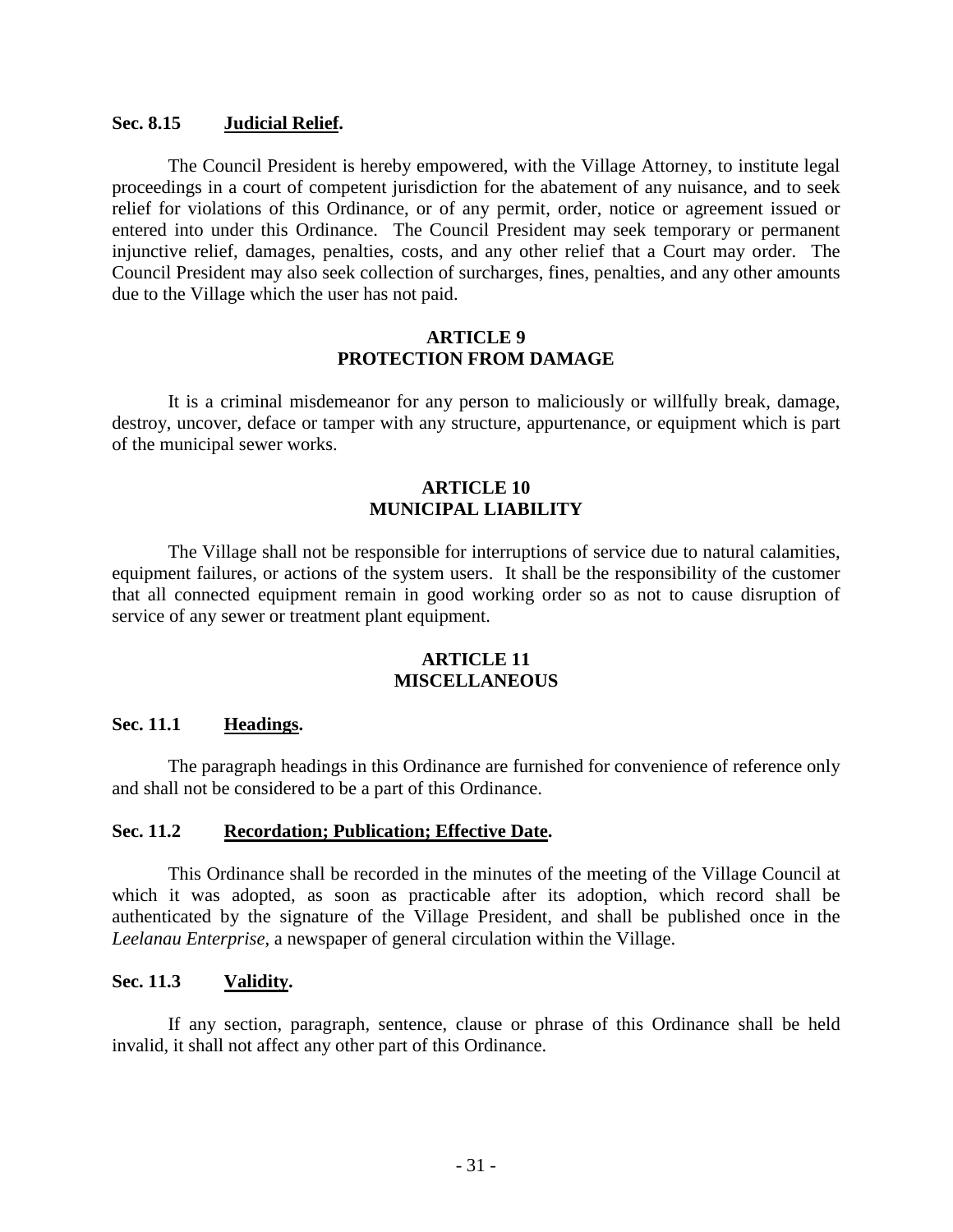**Sec. 8.15 Judicial Relief.**

The Council President is hereby empowered, with the Village Attorney, to institute legal proceedings in a court of competent jurisdiction for the abatement of any nuisance, and to seek relief for violations of this Ordinance, or of any permit, order, notice or agreement issued or entered into under this Ordinance. The Council President may seek temporary or permanent injunctive relief, damages, penalties, costs, and any other relief that a Court may order. The Council President may also seek collection of surcharges, fines, penalties, and any other amounts due to the Village which the user has not paid.

## ARTICLE 9
## PROTECTION FROM DAMAGE

It is a criminal misdemeanor for any person to maliciously or willfully break, damage, destroy, uncover, deface or tamper with any structure, appurtenance, or equipment which is part of the municipal sewer works.

## ARTICLE 10
## MUNICIPAL LIABILITY

The Village shall not be responsible for interruptions of service due to natural calamities, equipment failures, or actions of the system users. It shall be the responsibility of the customer that all connected equipment remain in good working order so as not to cause disruption of service of any sewer or treatment plant equipment.

## ARTICLE 11
## MISCELLANEOUS

**Sec. 11.1 Headings.**

The paragraph headings in this Ordinance are furnished for convenience of reference only and shall not be considered to be a part of this Ordinance.

**Sec. 11.2 Recordation; Publication; Effective Date.**

This Ordinance shall be recorded in the minutes of the meeting of the Village Council at which it was adopted, as soon as practicable after its adoption, which record shall be authenticated by the signature of the Village President, and shall be published once in the *Leelanau Enterprise*, a newspaper of general circulation within the Village.

**Sec. 11.3 Validity.**

If any section, paragraph, sentence, clause or phrase of this Ordinance shall be held invalid, it shall not affect any other part of this Ordinance.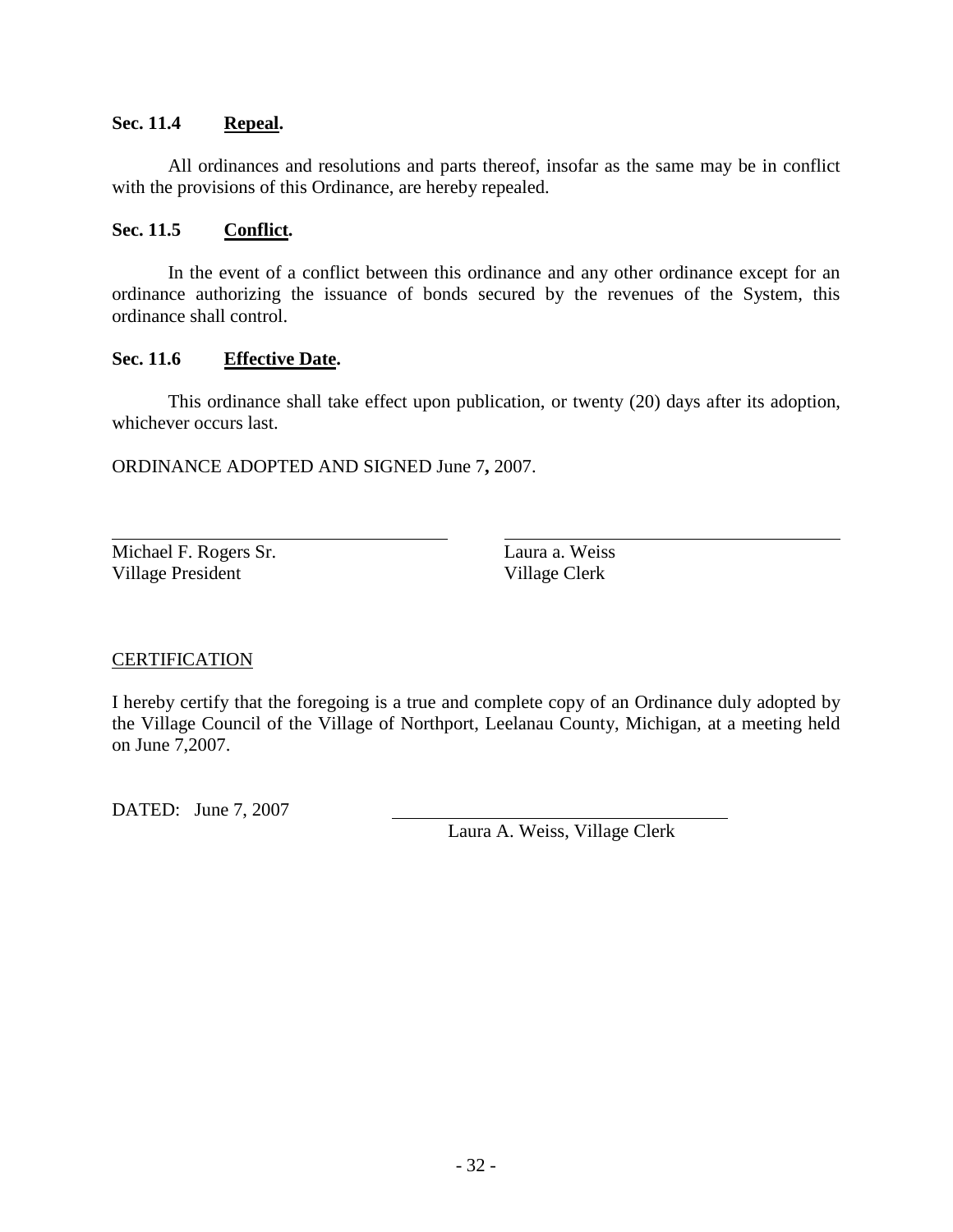**Sec. 11.4 Repeal.**

All ordinances and resolutions and parts thereof, insofar as the same may be in conflict with the provisions of this Ordinance, are hereby repealed.

**Sec. 11.5 Conflict.**

In the event of a conflict between this ordinance and any other ordinance except for an ordinance authorizing the issuance of bonds secured by the revenues of the System, this ordinance shall control.

**Sec. 11.6 Effective Date.**

This ordinance shall take effect upon publication, or twenty (20) days after its adoption, whichever occurs last.

ORDINANCE ADOPTED AND SIGNED June 7**,** 2007.

| | |
|---|---|
| Michael F. Rogers Sr. | Laura a. Weiss |
| Village President | Village Clerk |

CERTIFICATION

I hereby certify that the foregoing is a true and complete copy of an Ordinance duly adopted by the Village Council of the Village of Northport, Leelanau County, Michigan, at a meeting held on June 7,2007.

DATED: June 7, 2007

Laura A. Weiss, Village Clerk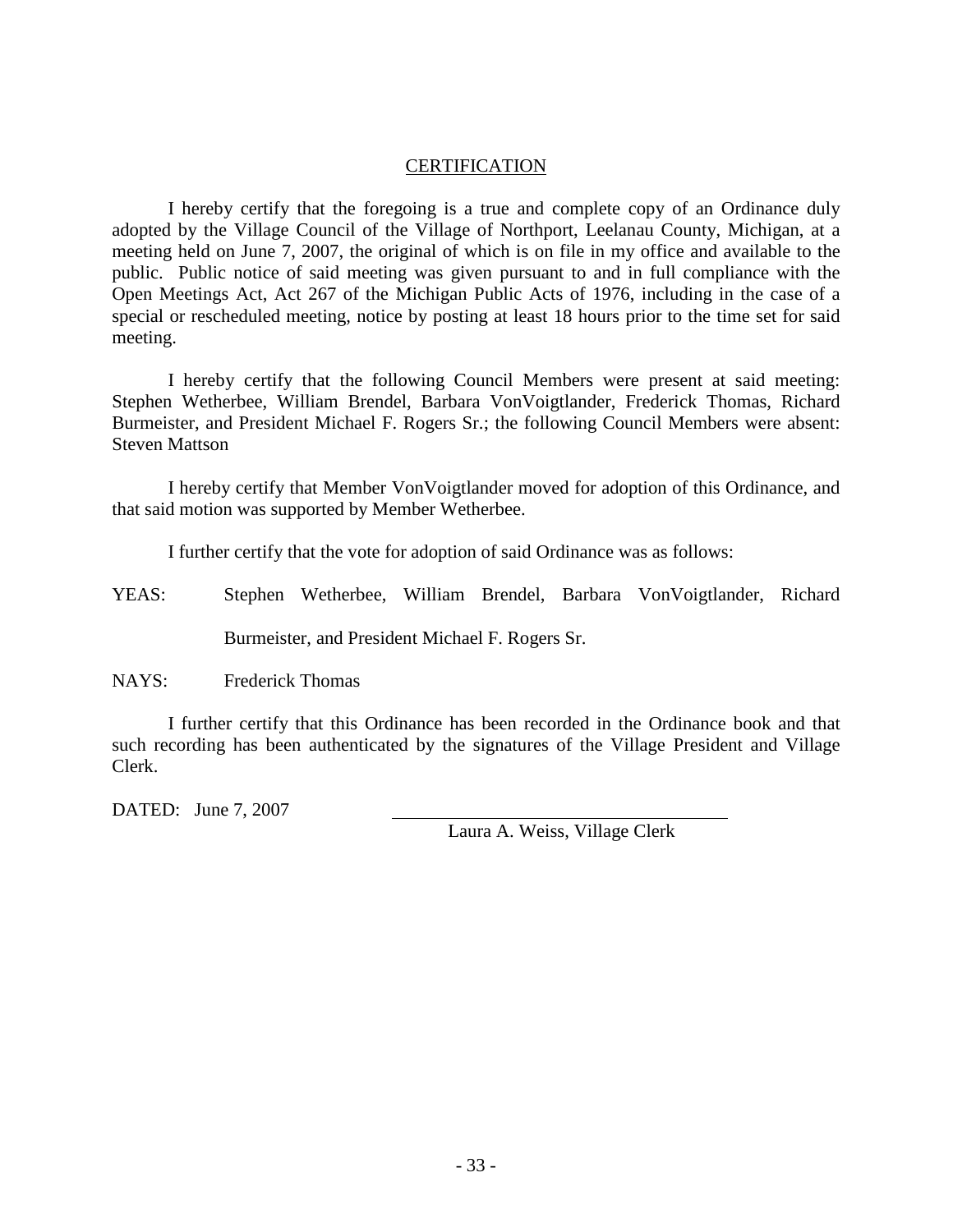## CERTIFICATION

I hereby certify that the foregoing is a true and complete copy of an Ordinance duly adopted by the Village Council of the Village of Northport, Leelanau County, Michigan, at a meeting held on June 7, 2007, the original of which is on file in my office and available to the public. Public notice of said meeting was given pursuant to and in full compliance with the Open Meetings Act, Act 267 of the Michigan Public Acts of 1976, including in the case of a special or rescheduled meeting, notice by posting at least 18 hours prior to the time set for said meeting.

I hereby certify that the following Council Members were present at said meeting: Stephen Wetherbee, William Brendel, Barbara VonVoigtlander, Frederick Thomas, Richard Burmeister, and President Michael F. Rogers Sr.; the following Council Members were absent: Steven Mattson

I hereby certify that Member VonVoigtlander moved for adoption of this Ordinance, and that said motion was supported by Member Wetherbee.

I further certify that the vote for adoption of said Ordinance was as follows:

YEAS: Stephen Wetherbee, William Brendel, Barbara VonVoigtlander, Richard Burmeister, and President Michael F. Rogers Sr.

NAYS: Frederick Thomas

I further certify that this Ordinance has been recorded in the Ordinance book and that such recording has been authenticated by the signatures of the Village President and Village Clerk.

DATED: June 7, 2007

\_\_\_\_\_\_\_\_\_\_\_\_\_\_\_\_\_\_\_\_\_\_\_\_\_\_\_\_\_\_\_\_\_\_\_\_

Laura A. Weiss, Village Clerk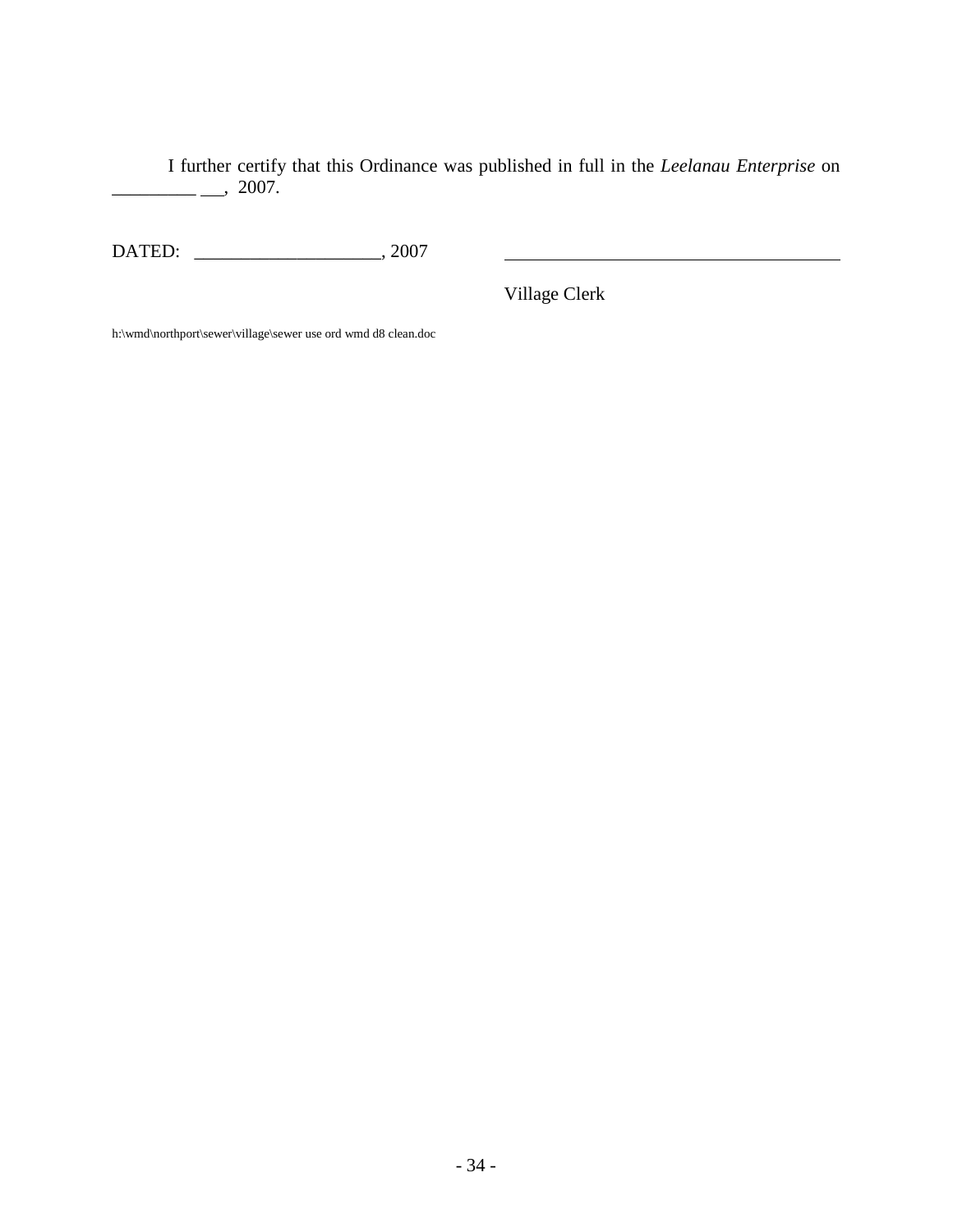I further certify that this Ordinance was published in full in the *Leelanau Enterprise* on _________ __, 2007.

DATED: ____________________, 2007 ______________________________________

Village Clerk

h:\wmd\northport\sewer\village\sewer use ord wmd d8 clean.doc